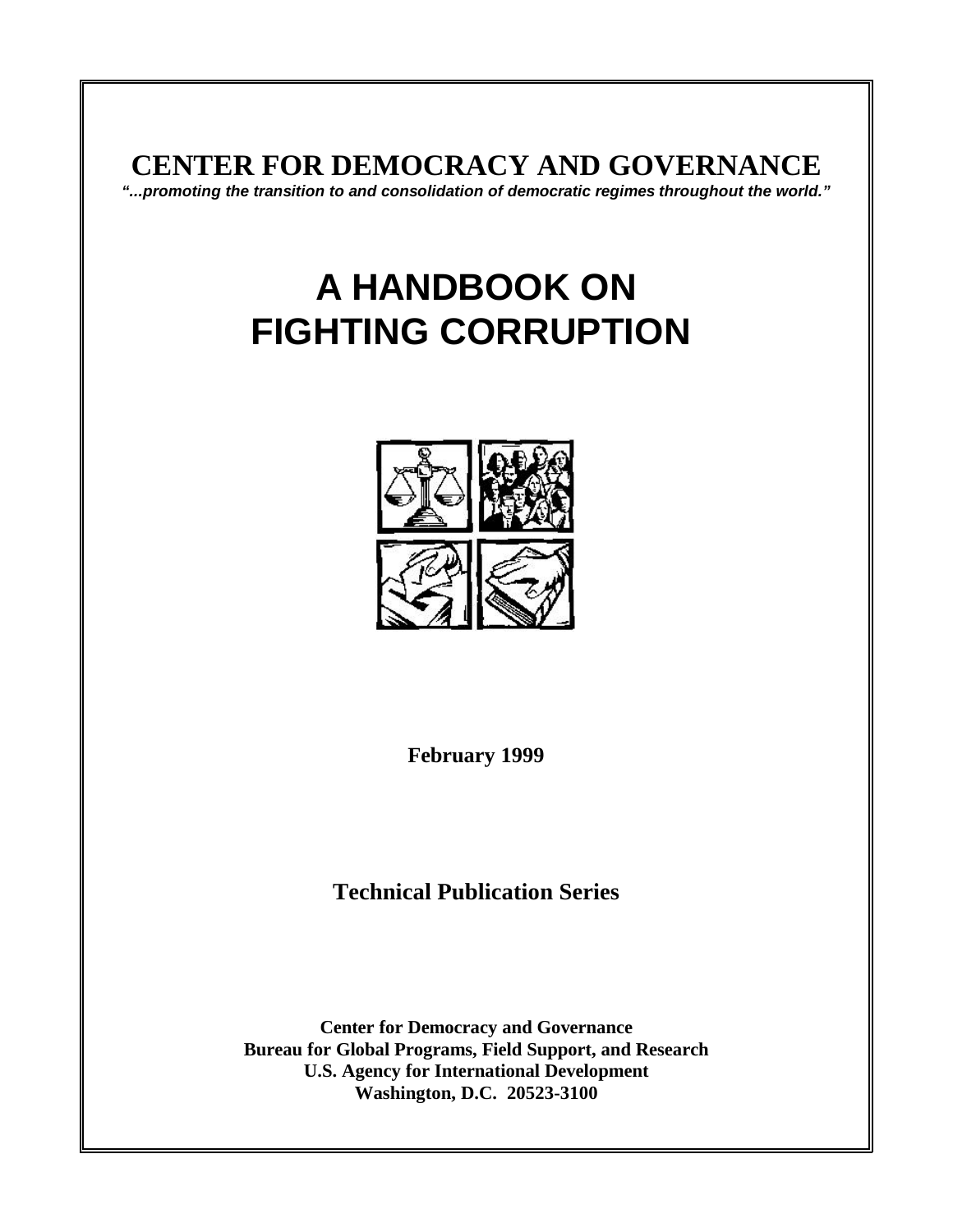# CENTER FOR DEMOCRACY AND GOVERNANCE

***"...promoting the transition to and consolidation of democratic regimes throughout the world."***

# A HANDBOOK ON FIGHTING CORRUPTION

**February 1999**

**Technical Publication Series**

**Center for Democracy and Governance**
**Bureau for Global Programs, Field Support, and Research**
**U.S. Agency for International Development**
**Washington, D.C. 20523-3100**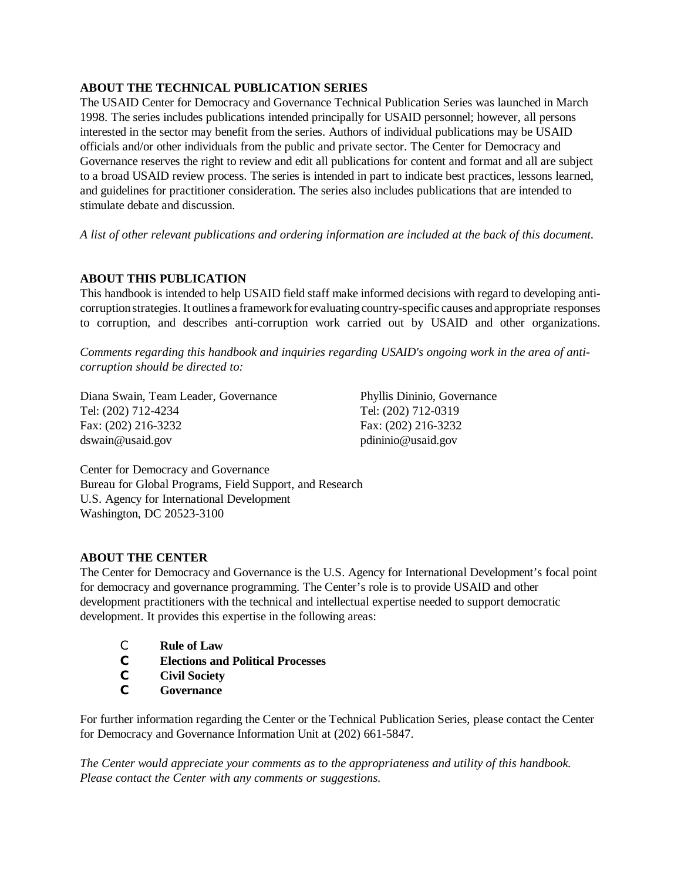**ABOUT THE TECHNICAL PUBLICATION SERIES**

The USAID Center for Democracy and Governance Technical Publication Series was launched in March 1998. The series includes publications intended principally for USAID personnel; however, all persons interested in the sector may benefit from the series. Authors of individual publications may be USAID officials and/or other individuals from the public and private sector. The Center for Democracy and Governance reserves the right to review and edit all publications for content and format and all are subject to a broad USAID review process. The series is intended in part to indicate best practices, lessons learned, and guidelines for practitioner consideration. The series also includes publications that are intended to stimulate debate and discussion.

*A list of other relevant publications and ordering information are included at the back of this document.*

**ABOUT THIS PUBLICATION**

This handbook is intended to help USAID field staff make informed decisions with regard to developing anti-corruption strategies. It outlines a framework for evaluating country-specific causes and appropriate responses to corruption, and describes anti-corruption work carried out by USAID and other organizations.

*Comments regarding this handbook and inquiries regarding USAID's ongoing work in the area of anti-corruption should be directed to:*

Diana Swain, Team Leader, Governance
Tel: (202) 712-4234
Fax: (202) 216-3232
dswain@usaid.gov

Phyllis Dininio, Governance
Tel: (202) 712-0319
Fax: (202) 216-3232
pdininio@usaid.gov

Center for Democracy and Governance
Bureau for Global Programs, Field Support, and Research
U.S. Agency for International Development
Washington, DC 20523-3100

**ABOUT THE CENTER**

The Center for Democracy and Governance is the U.S. Agency for International Development's focal point for democracy and governance programming. The Center's role is to provide USAID and other development practitioners with the technical and intellectual expertise needed to support democratic development. It provides this expertise in the following areas:

- **Rule of Law**
- **Elections and Political Processes**
- **Civil Society**
- **Governance**

For further information regarding the Center or the Technical Publication Series, please contact the Center for Democracy and Governance Information Unit at (202) 661-5847.

*The Center would appreciate your comments as to the appropriateness and utility of this handbook. Please contact the Center with any comments or suggestions.*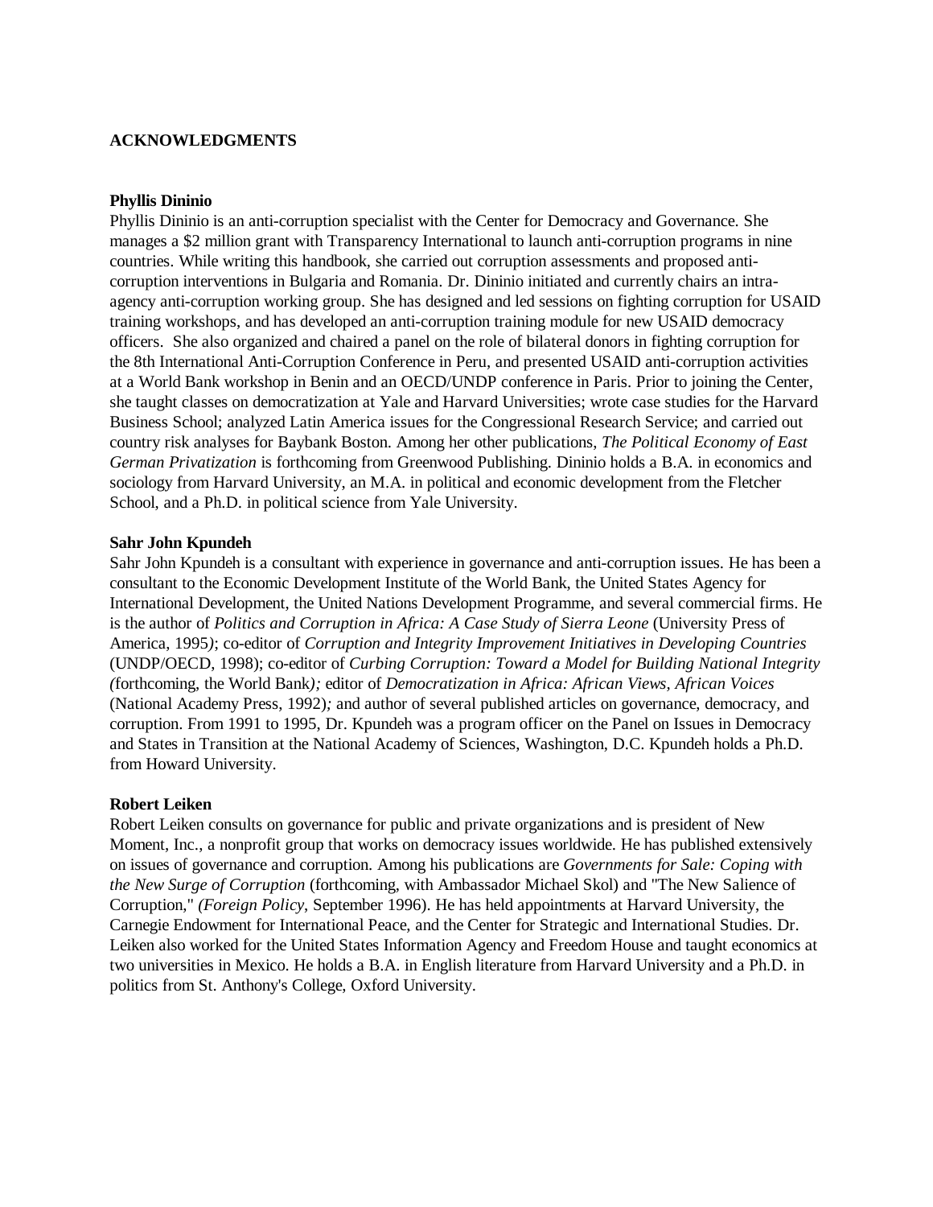## ACKNOWLEDGMENTS

**Phyllis Dininio**

Phyllis Dininio is an anti-corruption specialist with the Center for Democracy and Governance. She manages a $2 million grant with Transparency International to launch anti-corruption programs in nine countries. While writing this handbook, she carried out corruption assessments and proposed anti-corruption interventions in Bulgaria and Romania. Dr. Dininio initiated and currently chairs an intra-agency anti-corruption working group. She has designed and led sessions on fighting corruption for USAID training workshops, and has developed an anti-corruption training module for new USAID democracy officers. She also organized and chaired a panel on the role of bilateral donors in fighting corruption for the 8th International Anti-Corruption Conference in Peru, and presented USAID anti-corruption activities at a World Bank workshop in Benin and an OECD/UNDP conference in Paris. Prior to joining the Center, she taught classes on democratization at Yale and Harvard Universities; wrote case studies for the Harvard Business School; analyzed Latin America issues for the Congressional Research Service; and carried out country risk analyses for Baybank Boston. Among her other publications, *The Political Economy of East German Privatization* is forthcoming from Greenwood Publishing. Dininio holds a B.A. in economics and sociology from Harvard University, an M.A. in political and economic development from the Fletcher School, and a Ph.D. in political science from Yale University.

**Sahr John Kpundeh**

Sahr John Kpundeh is a consultant with experience in governance and anti-corruption issues. He has been a consultant to the Economic Development Institute of the World Bank, the United States Agency for International Development, the United Nations Development Programme, and several commercial firms. He is the author of *Politics and Corruption in Africa: A Case Study of Sierra Leone* (University Press of America, 1995); co-editor of *Corruption and Integrity Improvement Initiatives in Developing Countries* (UNDP/OECD, 1998); co-editor of *Curbing Corruption: Toward a Model for Building National Integrity* (forthcoming, the World Bank); editor of *Democratization in Africa: African Views, African Voices* (National Academy Press, 1992); and author of several published articles on governance, democracy, and corruption. From 1991 to 1995, Dr. Kpundeh was a program officer on the Panel on Issues in Democracy and States in Transition at the National Academy of Sciences, Washington, D.C. Kpundeh holds a Ph.D. from Howard University.

**Robert Leiken**

Robert Leiken consults on governance for public and private organizations and is president of New Moment, Inc., a nonprofit group that works on democracy issues worldwide. He has published extensively on issues of governance and corruption. Among his publications are *Governments for Sale: Coping with the New Surge of Corruption* (forthcoming, with Ambassador Michael Skol) and "The New Salience of Corruption," (*Foreign Policy*, September 1996). He has held appointments at Harvard University, the Carnegie Endowment for International Peace, and the Center for Strategic and International Studies. Dr. Leiken also worked for the United States Information Agency and Freedom House and taught economics at two universities in Mexico. He holds a B.A. in English literature from Harvard University and a Ph.D. in politics from St. Anthony's College, Oxford University.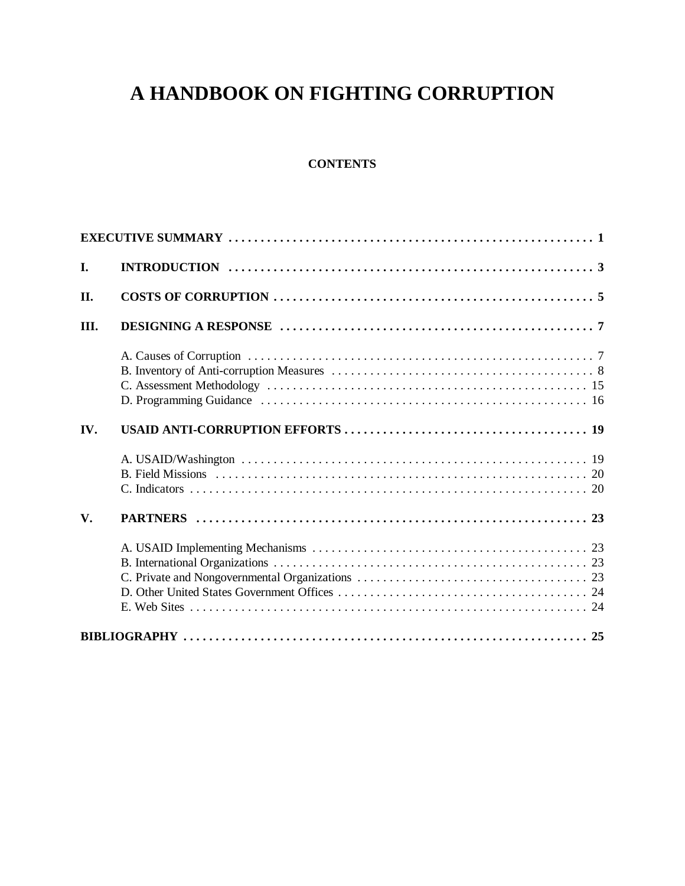# A HANDBOOK ON FIGHTING CORRUPTION

## CONTENTS

**EXECUTIVE SUMMARY** . . . . . . . . . . . . . . . . . . . . . . . . . . . . . . . . . . . . . . . . . . . . . . . . . . . . . . . . . **1**

**I. INTRODUCTION** . . . . . . . . . . . . . . . . . . . . . . . . . . . . . . . . . . . . . . . . . . . . . . . . . . . . . . . . . **3**

**II. COSTS OF CORRUPTION** . . . . . . . . . . . . . . . . . . . . . . . . . . . . . . . . . . . . . . . . . . . . . . . . . . . **5**

**III. DESIGNING A RESPONSE** . . . . . . . . . . . . . . . . . . . . . . . . . . . . . . . . . . . . . . . . . . . . . . . . . **7**

- A. Causes of Corruption . . . . . . . . . . . . . . . . . . . . . . . . . . . . . . . . . . . . . . . . . . . . . . . . . . . . . 7
- B. Inventory of Anti-corruption Measures . . . . . . . . . . . . . . . . . . . . . . . . . . . . . . . . . . . . . . . . . 8
- C. Assessment Methodology . . . . . . . . . . . . . . . . . . . . . . . . . . . . . . . . . . . . . . . . . . . . . . . . . . 15
- D. Programming Guidance . . . . . . . . . . . . . . . . . . . . . . . . . . . . . . . . . . . . . . . . . . . . . . . . . . . 16

**IV. USAID ANTI-CORRUPTION EFFORTS** . . . . . . . . . . . . . . . . . . . . . . . . . . . . . . . . . . . . . . **19**

- A. USAID/Washington . . . . . . . . . . . . . . . . . . . . . . . . . . . . . . . . . . . . . . . . . . . . . . . . . . . . . . 19
- B. Field Missions . . . . . . . . . . . . . . . . . . . . . . . . . . . . . . . . . . . . . . . . . . . . . . . . . . . . . . . . . . 20
- C. Indicators . . . . . . . . . . . . . . . . . . . . . . . . . . . . . . . . . . . . . . . . . . . . . . . . . . . . . . . . . . . . . . 20

**V. PARTNERS** . . . . . . . . . . . . . . . . . . . . . . . . . . . . . . . . . . . . . . . . . . . . . . . . . . . . . . . . . . . . . . **23**

- A. USAID Implementing Mechanisms . . . . . . . . . . . . . . . . . . . . . . . . . . . . . . . . . . . . . . . . . . . 23
- B. International Organizations . . . . . . . . . . . . . . . . . . . . . . . . . . . . . . . . . . . . . . . . . . . . . . . . . 23
- C. Private and Nongovernmental Organizations . . . . . . . . . . . . . . . . . . . . . . . . . . . . . . . . . . . . 23
- D. Other United States Government Offices . . . . . . . . . . . . . . . . . . . . . . . . . . . . . . . . . . . . . . . 24
- E. Web Sites . . . . . . . . . . . . . . . . . . . . . . . . . . . . . . . . . . . . . . . . . . . . . . . . . . . . . . . . . . . . . . 24

**BIBLIOGRAPHY** . . . . . . . . . . . . . . . . . . . . . . . . . . . . . . . . . . . . . . . . . . . . . . . . . . . . . . . . . . . . **25**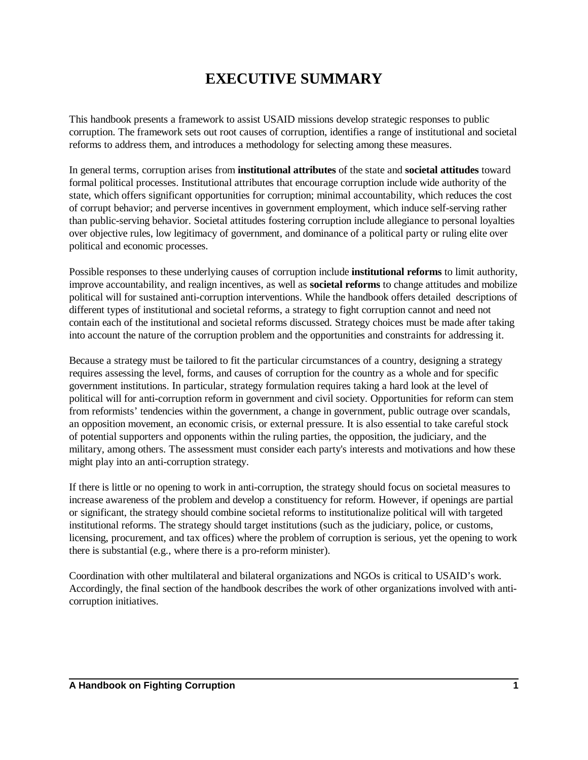# EXECUTIVE SUMMARY

This handbook presents a framework to assist USAID missions develop strategic responses to public corruption. The framework sets out root causes of corruption, identifies a range of institutional and societal reforms to address them, and introduces a methodology for selecting among these measures.

In general terms, corruption arises from **institutional attributes** of the state and **societal attitudes** toward formal political processes. Institutional attributes that encourage corruption include wide authority of the state, which offers significant opportunities for corruption; minimal accountability, which reduces the cost of corrupt behavior; and perverse incentives in government employment, which induce self-serving rather than public-serving behavior. Societal attitudes fostering corruption include allegiance to personal loyalties over objective rules, low legitimacy of government, and dominance of a political party or ruling elite over political and economic processes.

Possible responses to these underlying causes of corruption include **institutional reforms** to limit authority, improve accountability, and realign incentives, as well as **societal reforms** to change attitudes and mobilize political will for sustained anti-corruption interventions. While the handbook offers detailed descriptions of different types of institutional and societal reforms, a strategy to fight corruption cannot and need not contain each of the institutional and societal reforms discussed. Strategy choices must be made after taking into account the nature of the corruption problem and the opportunities and constraints for addressing it.

Because a strategy must be tailored to fit the particular circumstances of a country, designing a strategy requires assessing the level, forms, and causes of corruption for the country as a whole and for specific government institutions. In particular, strategy formulation requires taking a hard look at the level of political will for anti-corruption reform in government and civil society. Opportunities for reform can stem from reformists' tendencies within the government, a change in government, public outrage over scandals, an opposition movement, an economic crisis, or external pressure. It is also essential to take careful stock of potential supporters and opponents within the ruling parties, the opposition, the judiciary, and the military, among others. The assessment must consider each party's interests and motivations and how these might play into an anti-corruption strategy.

If there is little or no opening to work in anti-corruption, the strategy should focus on societal measures to increase awareness of the problem and develop a constituency for reform. However, if openings are partial or significant, the strategy should combine societal reforms to institutionalize political will with targeted institutional reforms. The strategy should target institutions (such as the judiciary, police, or customs, licensing, procurement, and tax offices) where the problem of corruption is serious, yet the opening to work there is substantial (e.g., where there is a pro-reform minister).

Coordination with other multilateral and bilateral organizations and NGOs is critical to USAID's work. Accordingly, the final section of the handbook describes the work of other organizations involved with anti-corruption initiatives.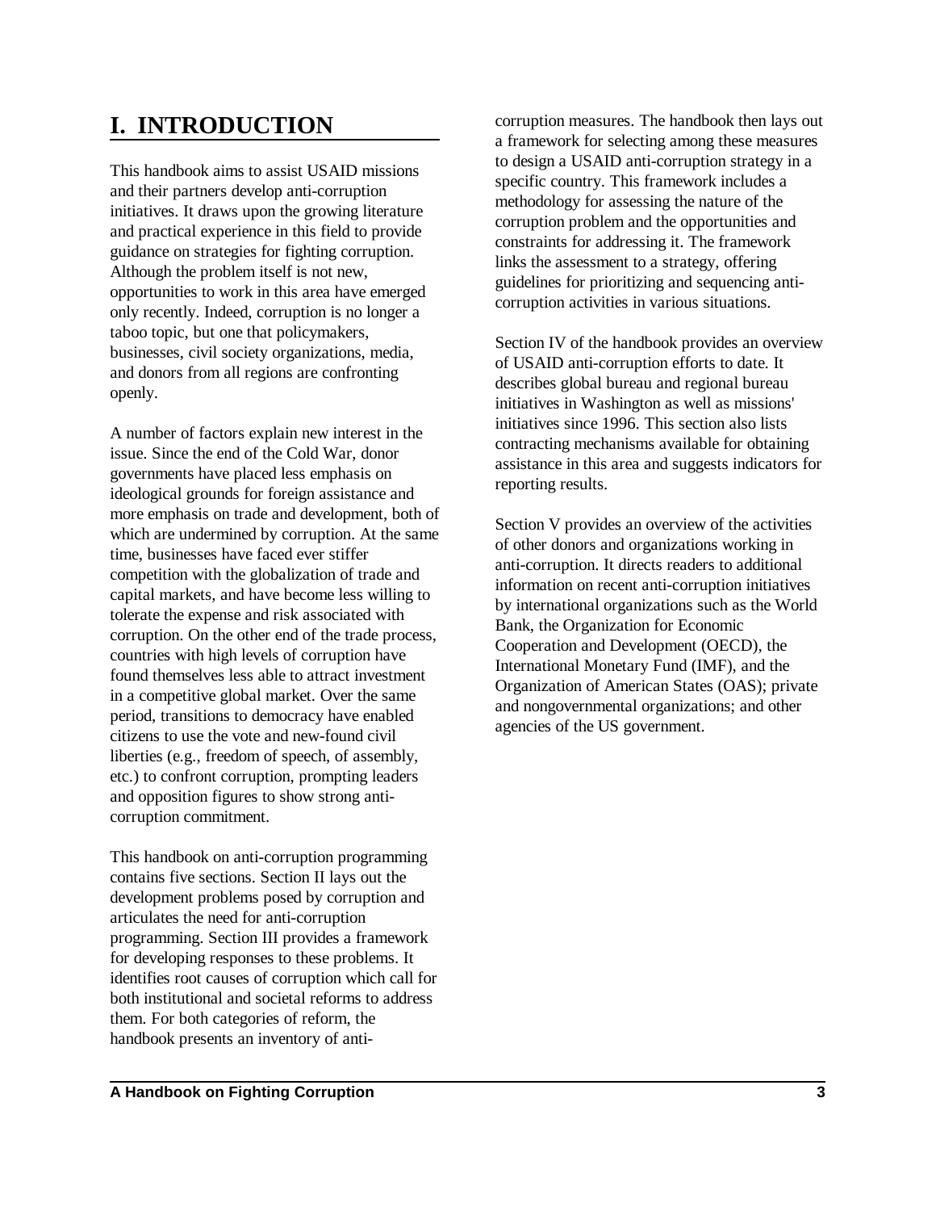# I. INTRODUCTION

This handbook aims to assist USAID missions and their partners develop anti-corruption initiatives. It draws upon the growing literature and practical experience in this field to provide guidance on strategies for fighting corruption. Although the problem itself is not new, opportunities to work in this area have emerged only recently. Indeed, corruption is no longer a taboo topic, but one that policymakers, businesses, civil society organizations, media, and donors from all regions are confronting openly.

A number of factors explain new interest in the issue. Since the end of the Cold War, donor governments have placed less emphasis on ideological grounds for foreign assistance and more emphasis on trade and development, both of which are undermined by corruption. At the same time, businesses have faced ever stiffer competition with the globalization of trade and capital markets, and have become less willing to tolerate the expense and risk associated with corruption. On the other end of the trade process, countries with high levels of corruption have found themselves less able to attract investment in a competitive global market. Over the same period, transitions to democracy have enabled citizens to use the vote and new-found civil liberties (e.g., freedom of speech, of assembly, etc.) to confront corruption, prompting leaders and opposition figures to show strong anti-corruption commitment.

This handbook on anti-corruption programming contains five sections. Section II lays out the development problems posed by corruption and articulates the need for anti-corruption programming. Section III provides a framework for developing responses to these problems. It identifies root causes of corruption which call for both institutional and societal reforms to address them. For both categories of reform, the handbook presents an inventory of anti-corruption measures. The handbook then lays out a framework for selecting among these measures to design a USAID anti-corruption strategy in a specific country. This framework includes a methodology for assessing the nature of the corruption problem and the opportunities and constraints for addressing it. The framework links the assessment to a strategy, offering guidelines for prioritizing and sequencing anti-corruption activities in various situations.

Section IV of the handbook provides an overview of USAID anti-corruption efforts to date. It describes global bureau and regional bureau initiatives in Washington as well as missions' initiatives since 1996. This section also lists contracting mechanisms available for obtaining assistance in this area and suggests indicators for reporting results.

Section V provides an overview of the activities of other donors and organizations working in anti-corruption. It directs readers to additional information on recent anti-corruption initiatives by international organizations such as the World Bank, the Organization for Economic Cooperation and Development (OECD), the International Monetary Fund (IMF), and the Organization of American States (OAS); private and nongovernmental organizations; and other agencies of the US government.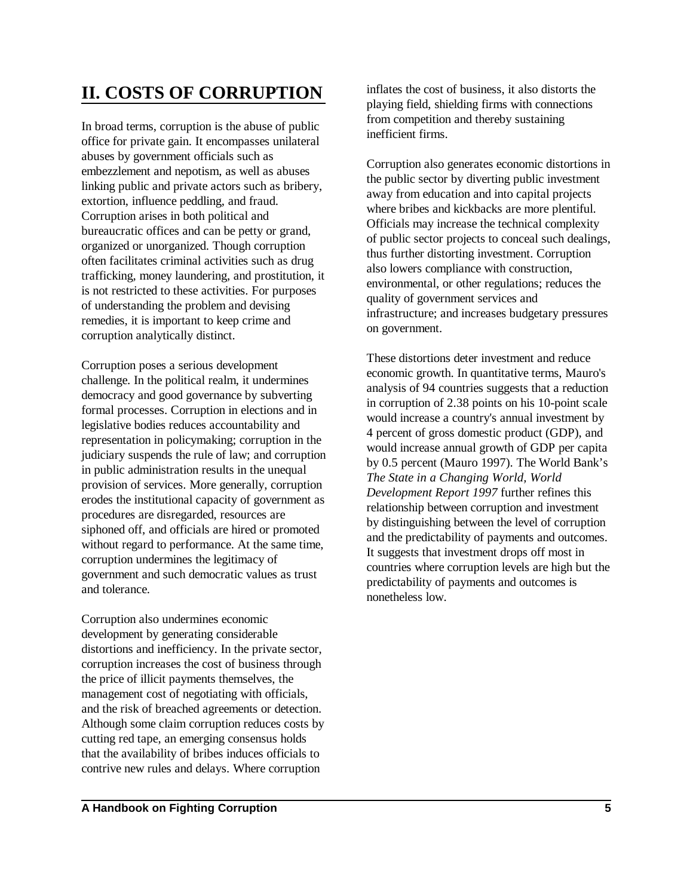# II. COSTS OF CORRUPTION

In broad terms, corruption is the abuse of public office for private gain. It encompasses unilateral abuses by government officials such as embezzlement and nepotism, as well as abuses linking public and private actors such as bribery, extortion, influence peddling, and fraud. Corruption arises in both political and bureaucratic offices and can be petty or grand, organized or unorganized. Though corruption often facilitates criminal activities such as drug trafficking, money laundering, and prostitution, it is not restricted to these activities. For purposes of understanding the problem and devising remedies, it is important to keep crime and corruption analytically distinct.

Corruption poses a serious development challenge. In the political realm, it undermines democracy and good governance by subverting formal processes. Corruption in elections and in legislative bodies reduces accountability and representation in policymaking; corruption in the judiciary suspends the rule of law; and corruption in public administration results in the unequal provision of services. More generally, corruption erodes the institutional capacity of government as procedures are disregarded, resources are siphoned off, and officials are hired or promoted without regard to performance. At the same time, corruption undermines the legitimacy of government and such democratic values as trust and tolerance.

Corruption also undermines economic development by generating considerable distortions and inefficiency. In the private sector, corruption increases the cost of business through the price of illicit payments themselves, the management cost of negotiating with officials, and the risk of breached agreements or detection. Although some claim corruption reduces costs by cutting red tape, an emerging consensus holds that the availability of bribes induces officials to contrive new rules and delays. Where corruption inflates the cost of business, it also distorts the playing field, shielding firms with connections from competition and thereby sustaining inefficient firms.

Corruption also generates economic distortions in the public sector by diverting public investment away from education and into capital projects where bribes and kickbacks are more plentiful. Officials may increase the technical complexity of public sector projects to conceal such dealings, thus further distorting investment. Corruption also lowers compliance with construction, environmental, or other regulations; reduces the quality of government services and infrastructure; and increases budgetary pressures on government.

These distortions deter investment and reduce economic growth. In quantitative terms, Mauro's analysis of 94 countries suggests that a reduction in corruption of 2.38 points on his 10-point scale would increase a country's annual investment by 4 percent of gross domestic product (GDP), and would increase annual growth of GDP per capita by 0.5 percent (Mauro 1997). The World Bank's *The State in a Changing World, World Development Report 1997* further refines this relationship between corruption and investment by distinguishing between the level of corruption and the predictability of payments and outcomes. It suggests that investment drops off most in countries where corruption levels are high but the predictability of payments and outcomes is nonetheless low.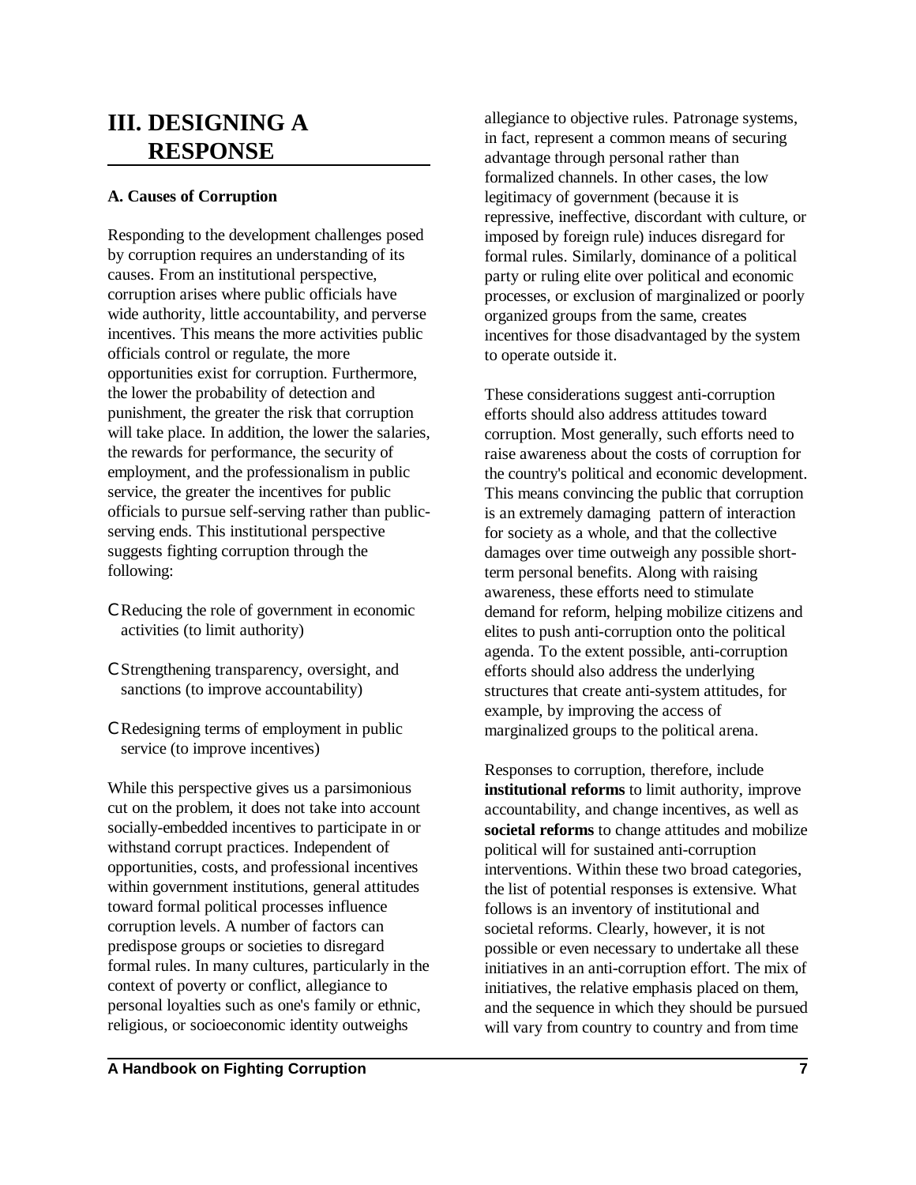# III. DESIGNING A RESPONSE

### A. Causes of Corruption

Responding to the development challenges posed by corruption requires an understanding of its causes. From an institutional perspective, corruption arises where public officials have wide authority, little accountability, and perverse incentives. This means the more activities public officials control or regulate, the more opportunities exist for corruption. Furthermore, the lower the probability of detection and punishment, the greater the risk that corruption will take place. In addition, the lower the salaries, the rewards for performance, the security of employment, and the professionalism in public service, the greater the incentives for public officials to pursue self-serving rather than public-serving ends. This institutional perspective suggests fighting corruption through the following:

- Reducing the role of government in economic activities (to limit authority)
- Strengthening transparency, oversight, and sanctions (to improve accountability)
- Redesigning terms of employment in public service (to improve incentives)

While this perspective gives us a parsimonious cut on the problem, it does not take into account socially-embedded incentives to participate in or withstand corrupt practices. Independent of opportunities, costs, and professional incentives within government institutions, general attitudes toward formal political processes influence corruption levels. A number of factors can predispose groups or societies to disregard formal rules. In many cultures, particularly in the context of poverty or conflict, allegiance to personal loyalties such as one's family or ethnic, religious, or socioeconomic identity outweighs allegiance to objective rules. Patronage systems, in fact, represent a common means of securing advantage through personal rather than formalized channels. In other cases, the low legitimacy of government (because it is repressive, ineffective, discordant with culture, or imposed by foreign rule) induces disregard for formal rules. Similarly, dominance of a political party or ruling elite over political and economic processes, or exclusion of marginalized or poorly organized groups from the same, creates incentives for those disadvantaged by the system to operate outside it.

These considerations suggest anti-corruption efforts should also address attitudes toward corruption. Most generally, such efforts need to raise awareness about the costs of corruption for the country's political and economic development. This means convincing the public that corruption is an extremely damaging pattern of interaction for society as a whole, and that the collective damages over time outweigh any possible short-term personal benefits. Along with raising awareness, these efforts need to stimulate demand for reform, helping mobilize citizens and elites to push anti-corruption onto the political agenda. To the extent possible, anti-corruption efforts should also address the underlying structures that create anti-system attitudes, for example, by improving the access of marginalized groups to the political arena.

Responses to corruption, therefore, include **institutional reforms** to limit authority, improve accountability, and change incentives, as well as **societal reforms** to change attitudes and mobilize political will for sustained anti-corruption interventions. Within these two broad categories, the list of potential responses is extensive. What follows is an inventory of institutional and societal reforms. Clearly, however, it is not possible or even necessary to undertake all these initiatives in an anti-corruption effort. The mix of initiatives, the relative emphasis placed on them, and the sequence in which they should be pursued will vary from country to country and from time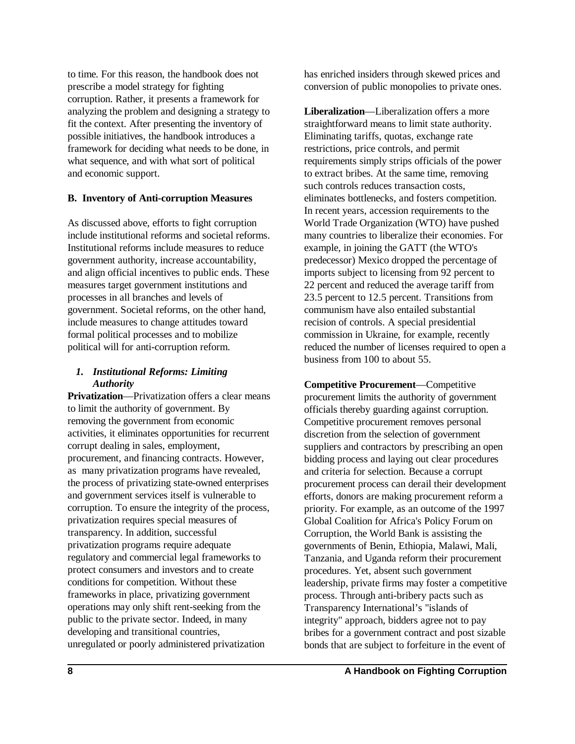to time. For this reason, the handbook does not prescribe a model strategy for fighting corruption. Rather, it presents a framework for analyzing the problem and designing a strategy to fit the context. After presenting the inventory of possible initiatives, the handbook introduces a framework for deciding what needs to be done, in what sequence, and with what sort of political and economic support.

## B. Inventory of Anti-corruption Measures

As discussed above, efforts to fight corruption include institutional reforms and societal reforms. Institutional reforms include measures to reduce government authority, increase accountability, and align official incentives to public ends. These measures target government institutions and processes in all branches and levels of government. Societal reforms, on the other hand, include measures to change attitudes toward formal political processes and to mobilize political will for anti-corruption reform.

### *1. Institutional Reforms: Limiting Authority*

**Privatization**—Privatization offers a clear means to limit the authority of government. By removing the government from economic activities, it eliminates opportunities for recurrent corrupt dealing in sales, employment, procurement, and financing contracts. However, as many privatization programs have revealed, the process of privatizing state-owned enterprises and government services itself is vulnerable to corruption. To ensure the integrity of the process, privatization requires special measures of transparency. In addition, successful privatization programs require adequate regulatory and commercial legal frameworks to protect consumers and investors and to create conditions for competition. Without these frameworks in place, privatizing government operations may only shift rent-seeking from the public to the private sector. Indeed, in many developing and transitional countries, unregulated or poorly administered privatization has enriched insiders through skewed prices and conversion of public monopolies to private ones.

**Liberalization**—Liberalization offers a more straightforward means to limit state authority. Eliminating tariffs, quotas, exchange rate restrictions, price controls, and permit requirements simply strips officials of the power to extract bribes. At the same time, removing such controls reduces transaction costs, eliminates bottlenecks, and fosters competition. In recent years, accession requirements to the World Trade Organization (WTO) have pushed many countries to liberalize their economies. For example, in joining the GATT (the WTO's predecessor) Mexico dropped the percentage of imports subject to licensing from 92 percent to 22 percent and reduced the average tariff from 23.5 percent to 12.5 percent. Transitions from communism have also entailed substantial recision of controls. A special presidential commission in Ukraine, for example, recently reduced the number of licenses required to open a business from 100 to about 55.

**Competitive Procurement**—Competitive procurement limits the authority of government officials thereby guarding against corruption. Competitive procurement removes personal discretion from the selection of government suppliers and contractors by prescribing an open bidding process and laying out clear procedures and criteria for selection. Because a corrupt procurement process can derail their development efforts, donors are making procurement reform a priority. For example, as an outcome of the 1997 Global Coalition for Africa's Policy Forum on Corruption, the World Bank is assisting the governments of Benin, Ethiopia, Malawi, Mali, Tanzania, and Uganda reform their procurement procedures. Yet, absent such government leadership, private firms may foster a competitive process. Through anti-bribery pacts such as Transparency International's "islands of integrity" approach, bidders agree not to pay bribes for a government contract and post sizable bonds that are subject to forfeiture in the event of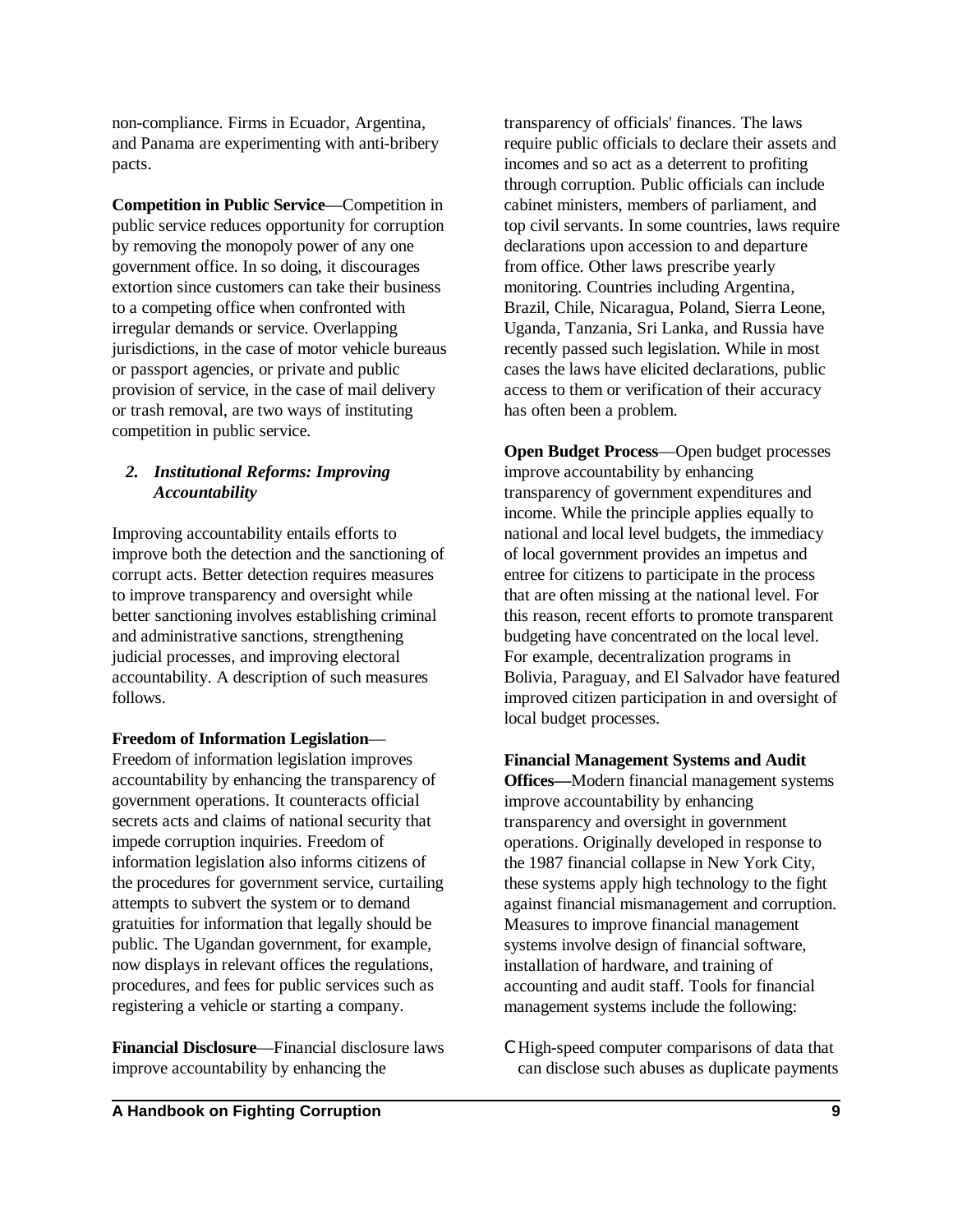non-compliance. Firms in Ecuador, Argentina, and Panama are experimenting with anti-bribery pacts.

**Competition in Public Service**—Competition in public service reduces opportunity for corruption by removing the monopoly power of any one government office. In so doing, it discourages extortion since customers can take their business to a competing office when confronted with irregular demands or service. Overlapping jurisdictions, in the case of motor vehicle bureaus or passport agencies, or private and public provision of service, in the case of mail delivery or trash removal, are two ways of instituting competition in public service.

### 2. *Institutional Reforms: Improving Accountability*

Improving accountability entails efforts to improve both the detection and the sanctioning of corrupt acts. Better detection requires measures to improve transparency and oversight while better sanctioning involves establishing criminal and administrative sanctions, strengthening judicial processes, and improving electoral accountability. A description of such measures follows.

**Freedom of Information Legislation**—Freedom of information legislation improves accountability by enhancing the transparency of government operations. It counteracts official secrets acts and claims of national security that impede corruption inquiries. Freedom of information legislation also informs citizens of the procedures for government service, curtailing attempts to subvert the system or to demand gratuities for information that legally should be public. The Ugandan government, for example, now displays in relevant offices the regulations, procedures, and fees for public services such as registering a vehicle or starting a company.

**Financial Disclosure**—Financial disclosure laws improve accountability by enhancing the transparency of officials' finances. The laws require public officials to declare their assets and incomes and so act as a deterrent to profiting through corruption. Public officials can include cabinet ministers, members of parliament, and top civil servants. In some countries, laws require declarations upon accession to and departure from office. Other laws prescribe yearly monitoring. Countries including Argentina, Brazil, Chile, Nicaragua, Poland, Sierra Leone, Uganda, Tanzania, Sri Lanka, and Russia have recently passed such legislation. While in most cases the laws have elicited declarations, public access to them or verification of their accuracy has often been a problem.

**Open Budget Process**—Open budget processes improve accountability by enhancing transparency of government expenditures and income. While the principle applies equally to national and local level budgets, the immediacy of local government provides an impetus and entree for citizens to participate in the process that are often missing at the national level. For this reason, recent efforts to promote transparent budgeting have concentrated on the local level. For example, decentralization programs in Bolivia, Paraguay, and El Salvador have featured improved citizen participation in and oversight of local budget processes.

**Financial Management Systems and Audit Offices—**Modern financial management systems improve accountability by enhancing transparency and oversight in government operations. Originally developed in response to the 1987 financial collapse in New York City, these systems apply high technology to the fight against financial mismanagement and corruption. Measures to improve financial management systems involve design of financial software, installation of hardware, and training of accounting and audit staff. Tools for financial management systems include the following:

- High-speed computer comparisons of data that can disclose such abuses as duplicate payments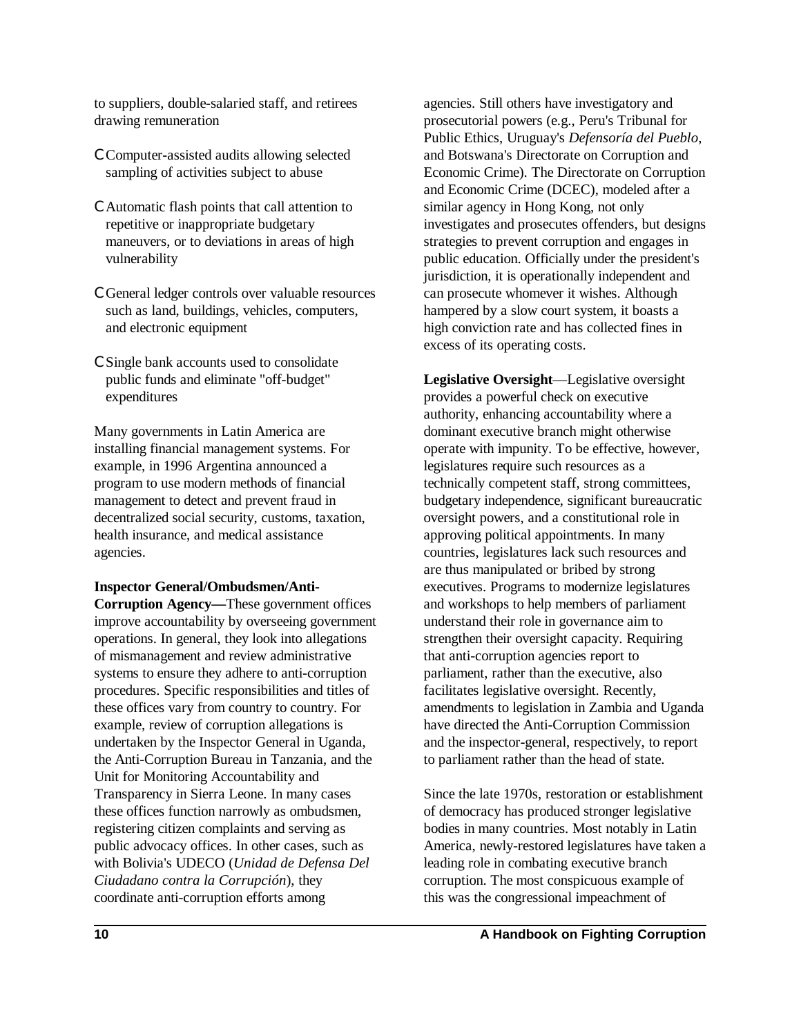to suppliers, double-salaried staff, and retirees drawing remuneration

- Computer-assisted audits allowing selected sampling of activities subject to abuse
- Automatic flash points that call attention to repetitive or inappropriate budgetary maneuvers, or to deviations in areas of high vulnerability
- General ledger controls over valuable resources such as land, buildings, vehicles, computers, and electronic equipment
- Single bank accounts used to consolidate public funds and eliminate "off-budget" expenditures

Many governments in Latin America are installing financial management systems. For example, in 1996 Argentina announced a program to use modern methods of financial management to detect and prevent fraud in decentralized social security, customs, taxation, health insurance, and medical assistance agencies.

**Inspector General/Ombudsmen/Anti-Corruption Agency—**These government offices improve accountability by overseeing government operations. In general, they look into allegations of mismanagement and review administrative systems to ensure they adhere to anti-corruption procedures. Specific responsibilities and titles of these offices vary from country to country. For example, review of corruption allegations is undertaken by the Inspector General in Uganda, the Anti-Corruption Bureau in Tanzania, and the Unit for Monitoring Accountability and Transparency in Sierra Leone. In many cases these offices function narrowly as ombudsmen, registering citizen complaints and serving as public advocacy offices. In other cases, such as with Bolivia's UDECO (*Unidad de Defensa Del Ciudadano contra la Corrupción*), they coordinate anti-corruption efforts among agencies. Still others have investigatory and prosecutorial powers (e.g., Peru's Tribunal for Public Ethics, Uruguay's *Defensoría del Pueblo*, and Botswana's Directorate on Corruption and Economic Crime). The Directorate on Corruption and Economic Crime (DCEC), modeled after a similar agency in Hong Kong, not only investigates and prosecutes offenders, but designs strategies to prevent corruption and engages in public education. Officially under the president's jurisdiction, it is operationally independent and can prosecute whomever it wishes. Although hampered by a slow court system, it boasts a high conviction rate and has collected fines in excess of its operating costs.

**Legislative Oversight**—Legislative oversight provides a powerful check on executive authority, enhancing accountability where a dominant executive branch might otherwise operate with impunity. To be effective, however, legislatures require such resources as a technically competent staff, strong committees, budgetary independence, significant bureaucratic oversight powers, and a constitutional role in approving political appointments. In many countries, legislatures lack such resources and are thus manipulated or bribed by strong executives. Programs to modernize legislatures and workshops to help members of parliament understand their role in governance aim to strengthen their oversight capacity. Requiring that anti-corruption agencies report to parliament, rather than the executive, also facilitates legislative oversight. Recently, amendments to legislation in Zambia and Uganda have directed the Anti-Corruption Commission and the inspector-general, respectively, to report to parliament rather than the head of state.

Since the late 1970s, restoration or establishment of democracy has produced stronger legislative bodies in many countries. Most notably in Latin America, newly-restored legislatures have taken a leading role in combating executive branch corruption. The most conspicuous example of this was the congressional impeachment of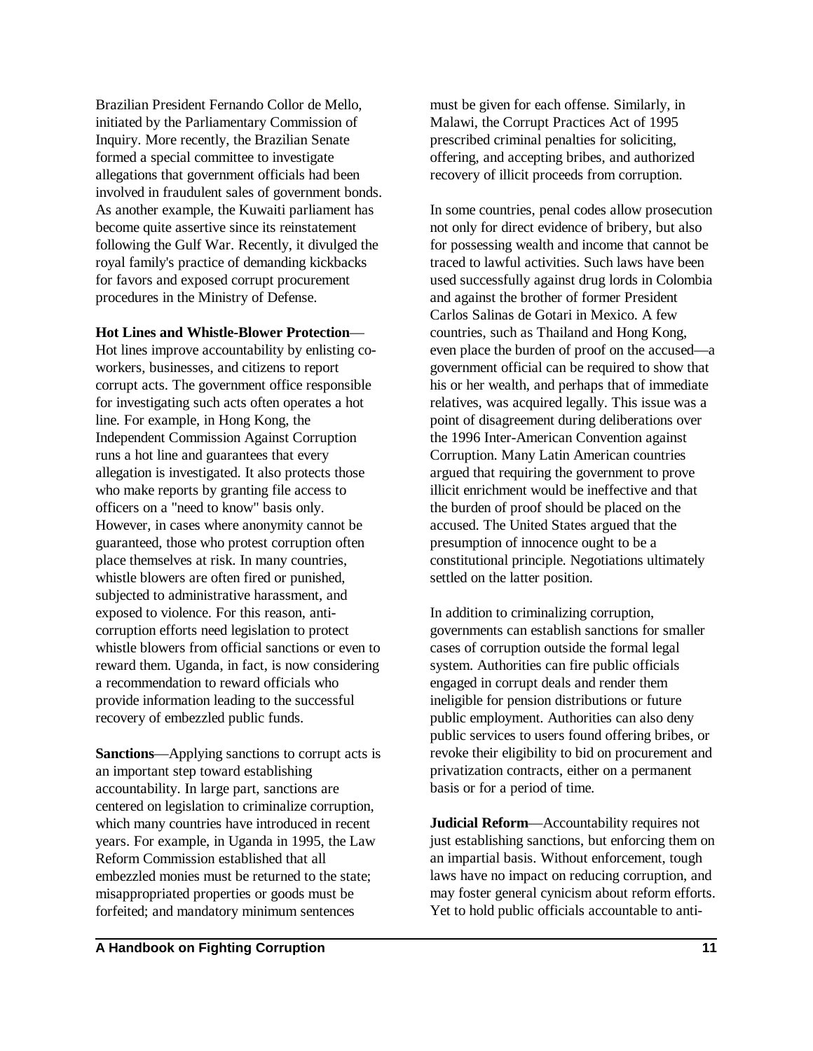Brazilian President Fernando Collor de Mello, initiated by the Parliamentary Commission of Inquiry. More recently, the Brazilian Senate formed a special committee to investigate allegations that government officials had been involved in fraudulent sales of government bonds. As another example, the Kuwaiti parliament has become quite assertive since its reinstatement following the Gulf War. Recently, it divulged the royal family's practice of demanding kickbacks for favors and exposed corrupt procurement procedures in the Ministry of Defense.

**Hot Lines and Whistle-Blower Protection**—Hot lines improve accountability by enlisting co-workers, businesses, and citizens to report corrupt acts. The government office responsible for investigating such acts often operates a hot line. For example, in Hong Kong, the Independent Commission Against Corruption runs a hot line and guarantees that every allegation is investigated. It also protects those who make reports by granting file access to officers on a "need to know" basis only. However, in cases where anonymity cannot be guaranteed, those who protest corruption often place themselves at risk. In many countries, whistle blowers are often fired or punished, subjected to administrative harassment, and exposed to violence. For this reason, anti-corruption efforts need legislation to protect whistle blowers from official sanctions or even to reward them. Uganda, in fact, is now considering a recommendation to reward officials who provide information leading to the successful recovery of embezzled public funds.

**Sanctions**—Applying sanctions to corrupt acts is an important step toward establishing accountability. In large part, sanctions are centered on legislation to criminalize corruption, which many countries have introduced in recent years. For example, in Uganda in 1995, the Law Reform Commission established that all embezzled monies must be returned to the state; misappropriated properties or goods must be forfeited; and mandatory minimum sentences must be given for each offense. Similarly, in Malawi, the Corrupt Practices Act of 1995 prescribed criminal penalties for soliciting, offering, and accepting bribes, and authorized recovery of illicit proceeds from corruption.

In some countries, penal codes allow prosecution not only for direct evidence of bribery, but also for possessing wealth and income that cannot be traced to lawful activities. Such laws have been used successfully against drug lords in Colombia and against the brother of former President Carlos Salinas de Gotari in Mexico. A few countries, such as Thailand and Hong Kong, even place the burden of proof on the accused—a government official can be required to show that his or her wealth, and perhaps that of immediate relatives, was acquired legally. This issue was a point of disagreement during deliberations over the 1996 Inter-American Convention against Corruption. Many Latin American countries argued that requiring the government to prove illicit enrichment would be ineffective and that the burden of proof should be placed on the accused. The United States argued that the presumption of innocence ought to be a constitutional principle. Negotiations ultimately settled on the latter position.

In addition to criminalizing corruption, governments can establish sanctions for smaller cases of corruption outside the formal legal system. Authorities can fire public officials engaged in corrupt deals and render them ineligible for pension distributions or future public employment. Authorities can also deny public services to users found offering bribes, or revoke their eligibility to bid on procurement and privatization contracts, either on a permanent basis or for a period of time.

**Judicial Reform**—Accountability requires not just establishing sanctions, but enforcing them on an impartial basis. Without enforcement, tough laws have no impact on reducing corruption, and may foster general cynicism about reform efforts. Yet to hold public officials accountable to anti-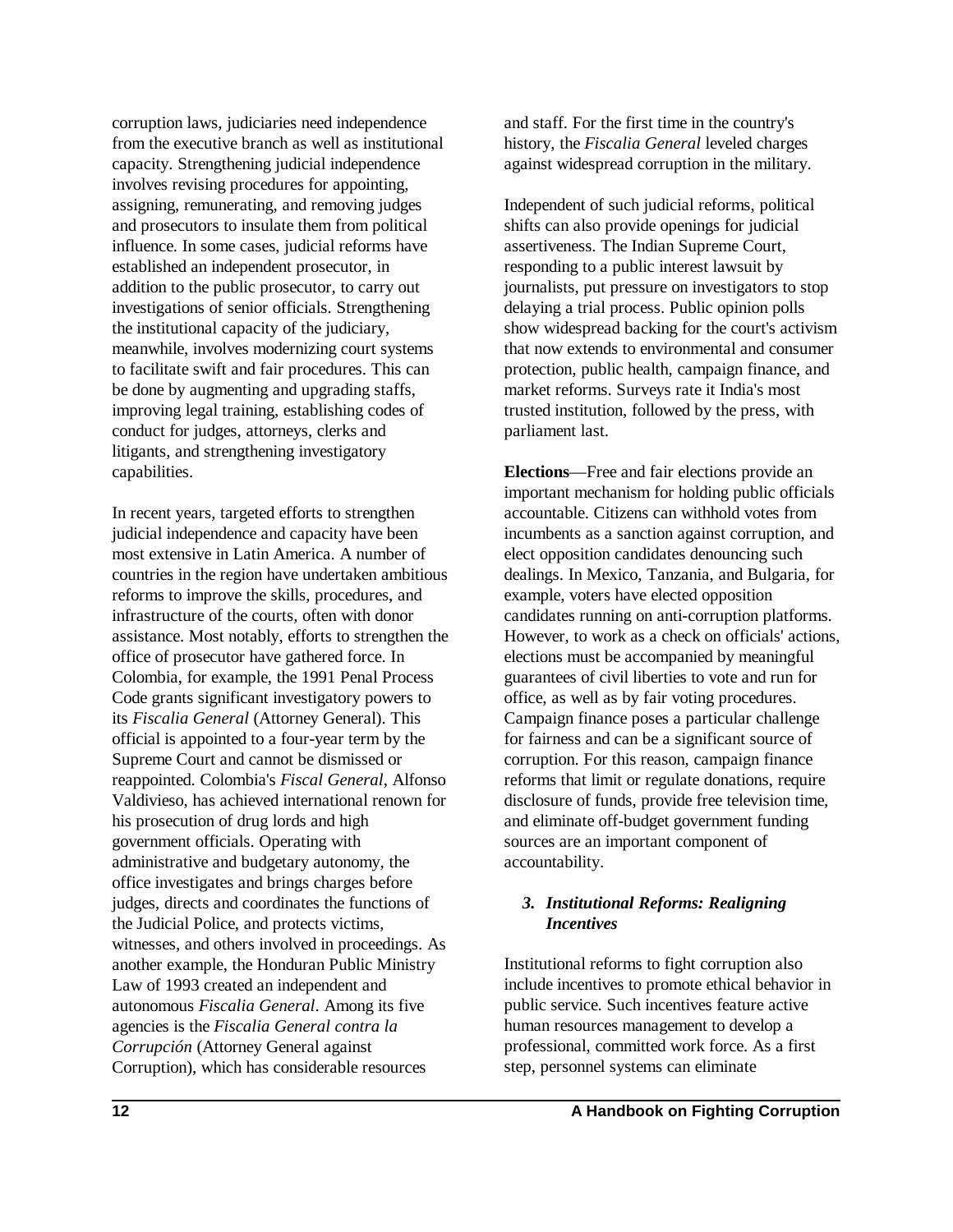corruption laws, judiciaries need independence from the executive branch as well as institutional capacity. Strengthening judicial independence involves revising procedures for appointing, assigning, remunerating, and removing judges and prosecutors to insulate them from political influence. In some cases, judicial reforms have established an independent prosecutor, in addition to the public prosecutor, to carry out investigations of senior officials. Strengthening the institutional capacity of the judiciary, meanwhile, involves modernizing court systems to facilitate swift and fair procedures. This can be done by augmenting and upgrading staffs, improving legal training, establishing codes of conduct for judges, attorneys, clerks and litigants, and strengthening investigatory capabilities.

In recent years, targeted efforts to strengthen judicial independence and capacity have been most extensive in Latin America. A number of countries in the region have undertaken ambitious reforms to improve the skills, procedures, and infrastructure of the courts, often with donor assistance. Most notably, efforts to strengthen the office of prosecutor have gathered force. In Colombia, for example, the 1991 Penal Process Code grants significant investigatory powers to its *Fiscalia General* (Attorney General). This official is appointed to a four-year term by the Supreme Court and cannot be dismissed or reappointed. Colombia's *Fiscal General*, Alfonso Valdivieso, has achieved international renown for his prosecution of drug lords and high government officials. Operating with administrative and budgetary autonomy, the office investigates and brings charges before judges, directs and coordinates the functions of the Judicial Police, and protects victims, witnesses, and others involved in proceedings. As another example, the Honduran Public Ministry Law of 1993 created an independent and autonomous *Fiscalia General*. Among its five agencies is the *Fiscalia General contra la Corrupción* (Attorney General against Corruption), which has considerable resources and staff. For the first time in the country's history, the *Fiscalia General* leveled charges against widespread corruption in the military.

Independent of such judicial reforms, political shifts can also provide openings for judicial assertiveness. The Indian Supreme Court, responding to a public interest lawsuit by journalists, put pressure on investigators to stop delaying a trial process. Public opinion polls show widespread backing for the court's activism that now extends to environmental and consumer protection, public health, campaign finance, and market reforms. Surveys rate it India's most trusted institution, followed by the press, with parliament last.

**Elections**—Free and fair elections provide an important mechanism for holding public officials accountable. Citizens can withhold votes from incumbents as a sanction against corruption, and elect opposition candidates denouncing such dealings. In Mexico, Tanzania, and Bulgaria, for example, voters have elected opposition candidates running on anti-corruption platforms. However, to work as a check on officials' actions, elections must be accompanied by meaningful guarantees of civil liberties to vote and run for office, as well as by fair voting procedures. Campaign finance poses a particular challenge for fairness and can be a significant source of corruption. For this reason, campaign finance reforms that limit or regulate donations, require disclosure of funds, provide free television time, and eliminate off-budget government funding sources are an important component of accountability.

### *3. Institutional Reforms: Realigning Incentives*

Institutional reforms to fight corruption also include incentives to promote ethical behavior in public service. Such incentives feature active human resources management to develop a professional, committed work force. As a first step, personnel systems can eliminate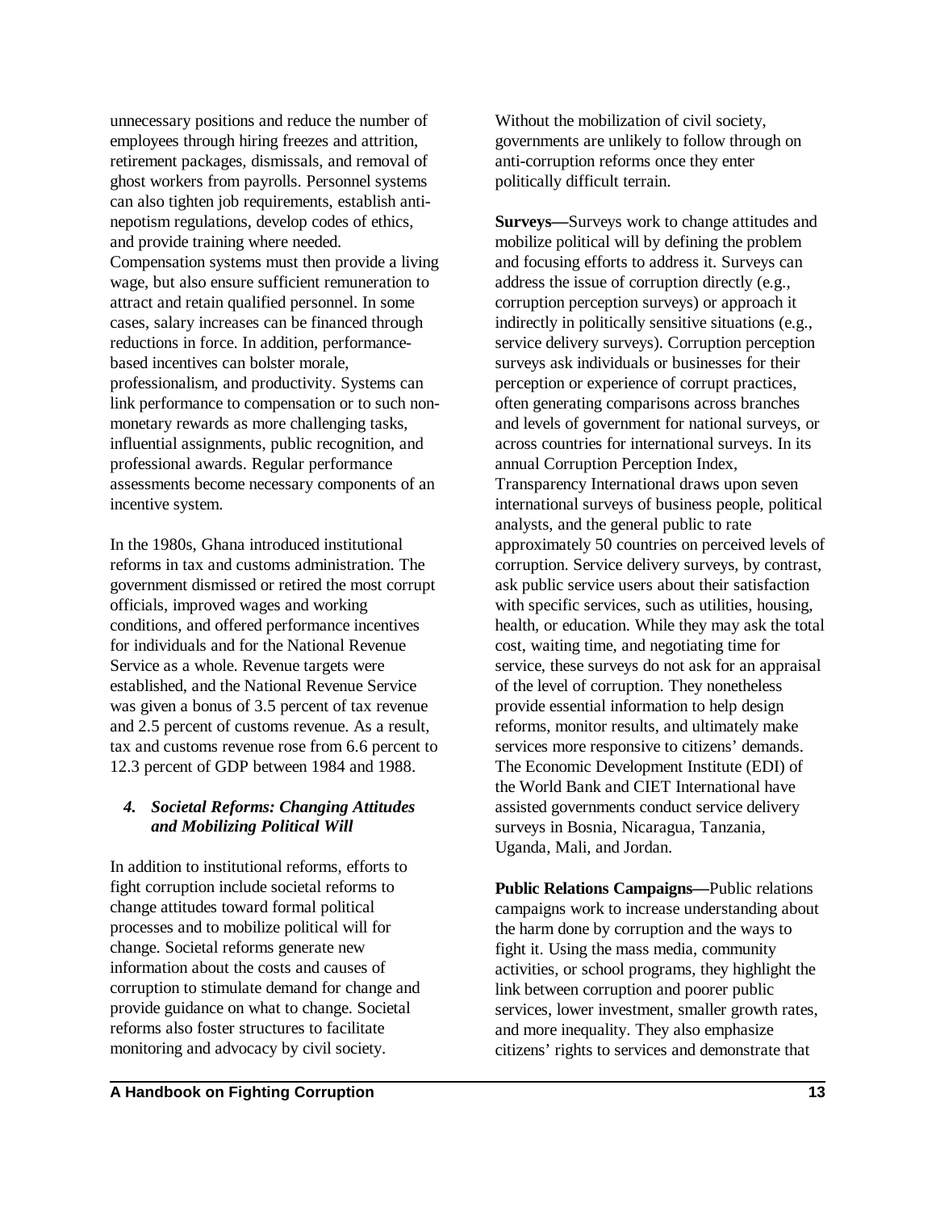unnecessary positions and reduce the number of employees through hiring freezes and attrition, retirement packages, dismissals, and removal of ghost workers from payrolls. Personnel systems can also tighten job requirements, establish anti-nepotism regulations, develop codes of ethics, and provide training where needed. Compensation systems must then provide a living wage, but also ensure sufficient remuneration to attract and retain qualified personnel. In some cases, salary increases can be financed through reductions in force. In addition, performance-based incentives can bolster morale, professionalism, and productivity. Systems can link performance to compensation or to such non-monetary rewards as more challenging tasks, influential assignments, public recognition, and professional awards. Regular performance assessments become necessary components of an incentive system.

In the 1980s, Ghana introduced institutional reforms in tax and customs administration. The government dismissed or retired the most corrupt officials, improved wages and working conditions, and offered performance incentives for individuals and for the National Revenue Service as a whole. Revenue targets were established, and the National Revenue Service was given a bonus of 3.5 percent of tax revenue and 2.5 percent of customs revenue. As a result, tax and customs revenue rose from 6.6 percent to 12.3 percent of GDP between 1984 and 1988.

### 4. *Societal Reforms: Changing Attitudes and Mobilizing Political Will*

In addition to institutional reforms, efforts to fight corruption include societal reforms to change attitudes toward formal political processes and to mobilize political will for change. Societal reforms generate new information about the costs and causes of corruption to stimulate demand for change and provide guidance on what to change. Societal reforms also foster structures to facilitate monitoring and advocacy by civil society. Without the mobilization of civil society, governments are unlikely to follow through on anti-corruption reforms once they enter politically difficult terrain.

**Surveys—**Surveys work to change attitudes and mobilize political will by defining the problem and focusing efforts to address it. Surveys can address the issue of corruption directly (e.g., corruption perception surveys) or approach it indirectly in politically sensitive situations (e.g., service delivery surveys). Corruption perception surveys ask individuals or businesses for their perception or experience of corrupt practices, often generating comparisons across branches and levels of government for national surveys, or across countries for international surveys. In its annual Corruption Perception Index, Transparency International draws upon seven international surveys of business people, political analysts, and the general public to rate approximately 50 countries on perceived levels of corruption. Service delivery surveys, by contrast, ask public service users about their satisfaction with specific services, such as utilities, housing, health, or education. While they may ask the total cost, waiting time, and negotiating time for service, these surveys do not ask for an appraisal of the level of corruption. They nonetheless provide essential information to help design reforms, monitor results, and ultimately make services more responsive to citizens' demands. The Economic Development Institute (EDI) of the World Bank and CIET International have assisted governments conduct service delivery surveys in Bosnia, Nicaragua, Tanzania, Uganda, Mali, and Jordan.

**Public Relations Campaigns—**Public relations campaigns work to increase understanding about the harm done by corruption and the ways to fight it. Using the mass media, community activities, or school programs, they highlight the link between corruption and poorer public services, lower investment, smaller growth rates, and more inequality. They also emphasize citizens' rights to services and demonstrate that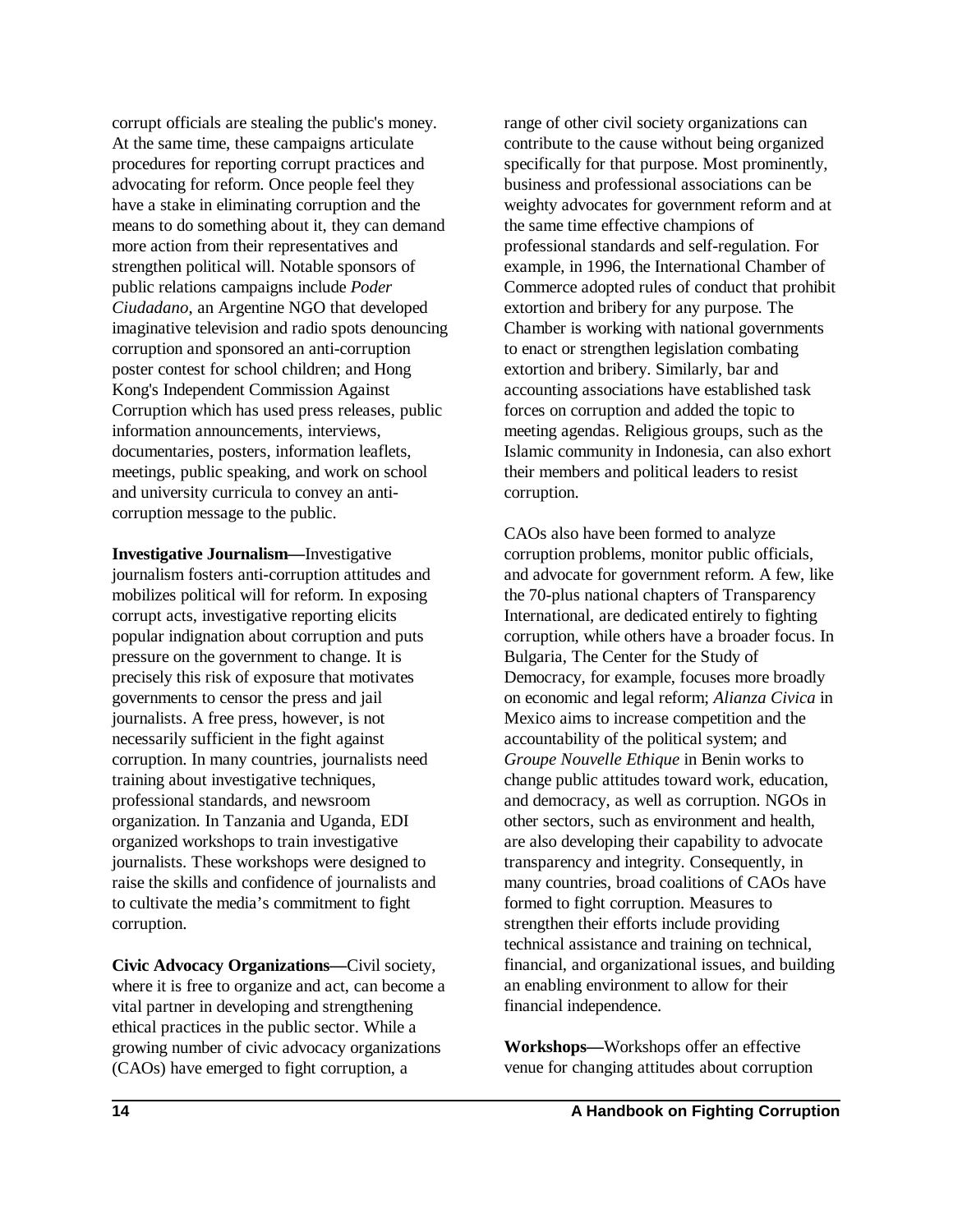corrupt officials are stealing the public's money. At the same time, these campaigns articulate procedures for reporting corrupt practices and advocating for reform. Once people feel they have a stake in eliminating corruption and the means to do something about it, they can demand more action from their representatives and strengthen political will. Notable sponsors of public relations campaigns include *Poder Ciudadano*, an Argentine NGO that developed imaginative television and radio spots denouncing corruption and sponsored an anti-corruption poster contest for school children; and Hong Kong's Independent Commission Against Corruption which has used press releases, public information announcements, interviews, documentaries, posters, information leaflets, meetings, public speaking, and work on school and university curricula to convey an anti-corruption message to the public.

**Investigative Journalism—**Investigative journalism fosters anti-corruption attitudes and mobilizes political will for reform. In exposing corrupt acts, investigative reporting elicits popular indignation about corruption and puts pressure on the government to change. It is precisely this risk of exposure that motivates governments to censor the press and jail journalists. A free press, however, is not necessarily sufficient in the fight against corruption. In many countries, journalists need training about investigative techniques, professional standards, and newsroom organization. In Tanzania and Uganda, EDI organized workshops to train investigative journalists. These workshops were designed to raise the skills and confidence of journalists and to cultivate the media's commitment to fight corruption.

**Civic Advocacy Organizations—**Civil society, where it is free to organize and act, can become a vital partner in developing and strengthening ethical practices in the public sector. While a growing number of civic advocacy organizations (CAOs) have emerged to fight corruption, a range of other civil society organizations can contribute to the cause without being organized specifically for that purpose. Most prominently, business and professional associations can be weighty advocates for government reform and at the same time effective champions of professional standards and self-regulation. For example, in 1996, the International Chamber of Commerce adopted rules of conduct that prohibit extortion and bribery for any purpose. The Chamber is working with national governments to enact or strengthen legislation combating extortion and bribery. Similarly, bar and accounting associations have established task forces on corruption and added the topic to meeting agendas. Religious groups, such as the Islamic community in Indonesia, can also exhort their members and political leaders to resist corruption.

CAOs also have been formed to analyze corruption problems, monitor public officials, and advocate for government reform. A few, like the 70-plus national chapters of Transparency International, are dedicated entirely to fighting corruption, while others have a broader focus. In Bulgaria, The Center for the Study of Democracy, for example, focuses more broadly on economic and legal reform; *Alianza Civica* in Mexico aims to increase competition and the accountability of the political system; and *Groupe Nouvelle Ethique* in Benin works to change public attitudes toward work, education, and democracy, as well as corruption. NGOs in other sectors, such as environment and health, are also developing their capability to advocate transparency and integrity. Consequently, in many countries, broad coalitions of CAOs have formed to fight corruption. Measures to strengthen their efforts include providing technical assistance and training on technical, financial, and organizational issues, and building an enabling environment to allow for their financial independence.

**Workshops—**Workshops offer an effective venue for changing attitudes about corruption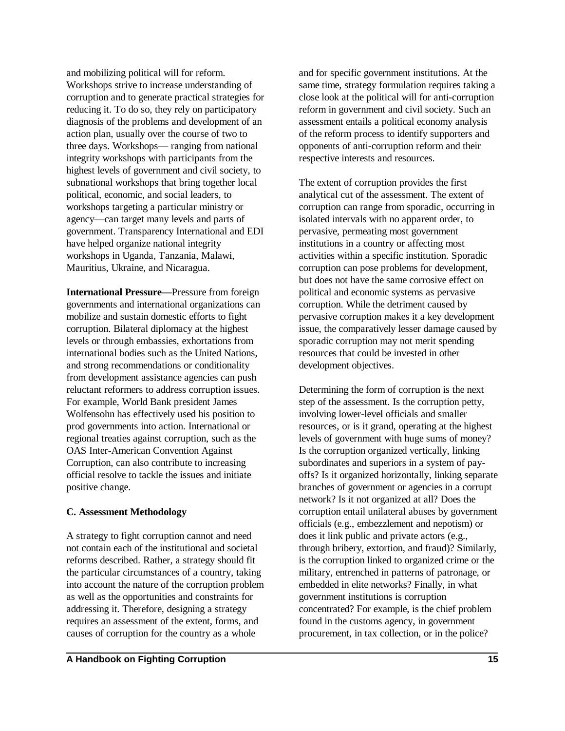and mobilizing political will for reform. Workshops strive to increase understanding of corruption and to generate practical strategies for reducing it. To do so, they rely on participatory diagnosis of the problems and development of an action plan, usually over the course of two to three days. Workshops— ranging from national integrity workshops with participants from the highest levels of government and civil society, to subnational workshops that bring together local political, economic, and social leaders, to workshops targeting a particular ministry or agency—can target many levels and parts of government. Transparency International and EDI have helped organize national integrity workshops in Uganda, Tanzania, Malawi, Mauritius, Ukraine, and Nicaragua.

**International Pressure—**Pressure from foreign governments and international organizations can mobilize and sustain domestic efforts to fight corruption. Bilateral diplomacy at the highest levels or through embassies, exhortations from international bodies such as the United Nations, and strong recommendations or conditionality from development assistance agencies can push reluctant reformers to address corruption issues. For example, World Bank president James Wolfensohn has effectively used his position to prod governments into action. International or regional treaties against corruption, such as the OAS Inter-American Convention Against Corruption, can also contribute to increasing official resolve to tackle the issues and initiate positive change.

### C. Assessment Methodology

A strategy to fight corruption cannot and need not contain each of the institutional and societal reforms described. Rather, a strategy should fit the particular circumstances of a country, taking into account the nature of the corruption problem as well as the opportunities and constraints for addressing it. Therefore, designing a strategy requires an assessment of the extent, forms, and causes of corruption for the country as a whole and for specific government institutions. At the same time, strategy formulation requires taking a close look at the political will for anti-corruption reform in government and civil society. Such an assessment entails a political economy analysis of the reform process to identify supporters and opponents of anti-corruption reform and their respective interests and resources.

The extent of corruption provides the first analytical cut of the assessment. The extent of corruption can range from sporadic, occurring in isolated intervals with no apparent order, to pervasive, permeating most government institutions in a country or affecting most activities within a specific institution. Sporadic corruption can pose problems for development, but does not have the same corrosive effect on political and economic systems as pervasive corruption. While the detriment caused by pervasive corruption makes it a key development issue, the comparatively lesser damage caused by sporadic corruption may not merit spending resources that could be invested in other development objectives.

Determining the form of corruption is the next step of the assessment. Is the corruption petty, involving lower-level officials and smaller resources, or is it grand, operating at the highest levels of government with huge sums of money? Is the corruption organized vertically, linking subordinates and superiors in a system of payoffs? Is it organized horizontally, linking separate branches of government or agencies in a corrupt network? Is it not organized at all? Does the corruption entail unilateral abuses by government officials (e.g., embezzlement and nepotism) or does it link public and private actors (e.g., through bribery, extortion, and fraud)? Similarly, is the corruption linked to organized crime or the military, entrenched in patterns of patronage, or embedded in elite networks? Finally, in what government institutions is corruption concentrated? For example, is the chief problem found in the customs agency, in government procurement, in tax collection, or in the police?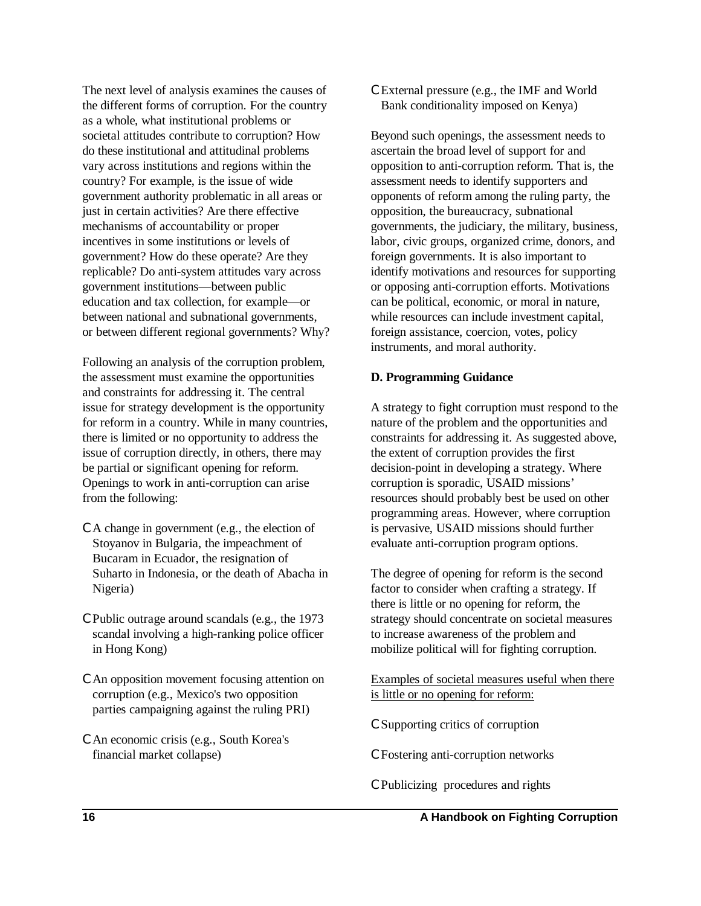The next level of analysis examines the causes of the different forms of corruption. For the country as a whole, what institutional problems or societal attitudes contribute to corruption? How do these institutional and attitudinal problems vary across institutions and regions within the country? For example, is the issue of wide government authority problematic in all areas or just in certain activities? Are there effective mechanisms of accountability or proper incentives in some institutions or levels of government? How do these operate? Are they replicable? Do anti-system attitudes vary across government institutions—between public education and tax collection, for example—or between national and subnational governments, or between different regional governments? Why?

Following an analysis of the corruption problem, the assessment must examine the opportunities and constraints for addressing it. The central issue for strategy development is the opportunity for reform in a country. While in many countries, there is limited or no opportunity to address the issue of corruption directly, in others, there may be partial or significant opening for reform. Openings to work in anti-corruption can arise from the following:

- A change in government (e.g., the election of Stoyanov in Bulgaria, the impeachment of Bucaram in Ecuador, the resignation of Suharto in Indonesia, or the death of Abacha in Nigeria)
- Public outrage around scandals (e.g., the 1973 scandal involving a high-ranking police officer in Hong Kong)
- An opposition movement focusing attention on corruption (e.g., Mexico's two opposition parties campaigning against the ruling PRI)
- An economic crisis (e.g., South Korea's financial market collapse)
- External pressure (e.g., the IMF and World Bank conditionality imposed on Kenya)

Beyond such openings, the assessment needs to ascertain the broad level of support for and opposition to anti-corruption reform. That is, the assessment needs to identify supporters and opponents of reform among the ruling party, the opposition, the bureaucracy, subnational governments, the judiciary, the military, business, labor, civic groups, organized crime, donors, and foreign governments. It is also important to identify motivations and resources for supporting or opposing anti-corruption efforts. Motivations can be political, economic, or moral in nature, while resources can include investment capital, foreign assistance, coercion, votes, policy instruments, and moral authority.

**D. Programming Guidance**

A strategy to fight corruption must respond to the nature of the problem and the opportunities and constraints for addressing it. As suggested above, the extent of corruption provides the first decision-point in developing a strategy. Where corruption is sporadic, USAID missions' resources should probably best be used on other programming areas. However, where corruption is pervasive, USAID missions should further evaluate anti-corruption program options.

The degree of opening for reform is the second factor to consider when crafting a strategy. If there is little or no opening for reform, the strategy should concentrate on societal measures to increase awareness of the problem and mobilize political will for fighting corruption.

<u>Examples of societal measures useful when there is little or no opening for reform:</u>

- Supporting critics of corruption
- Fostering anti-corruption networks
- Publicizing procedures and rights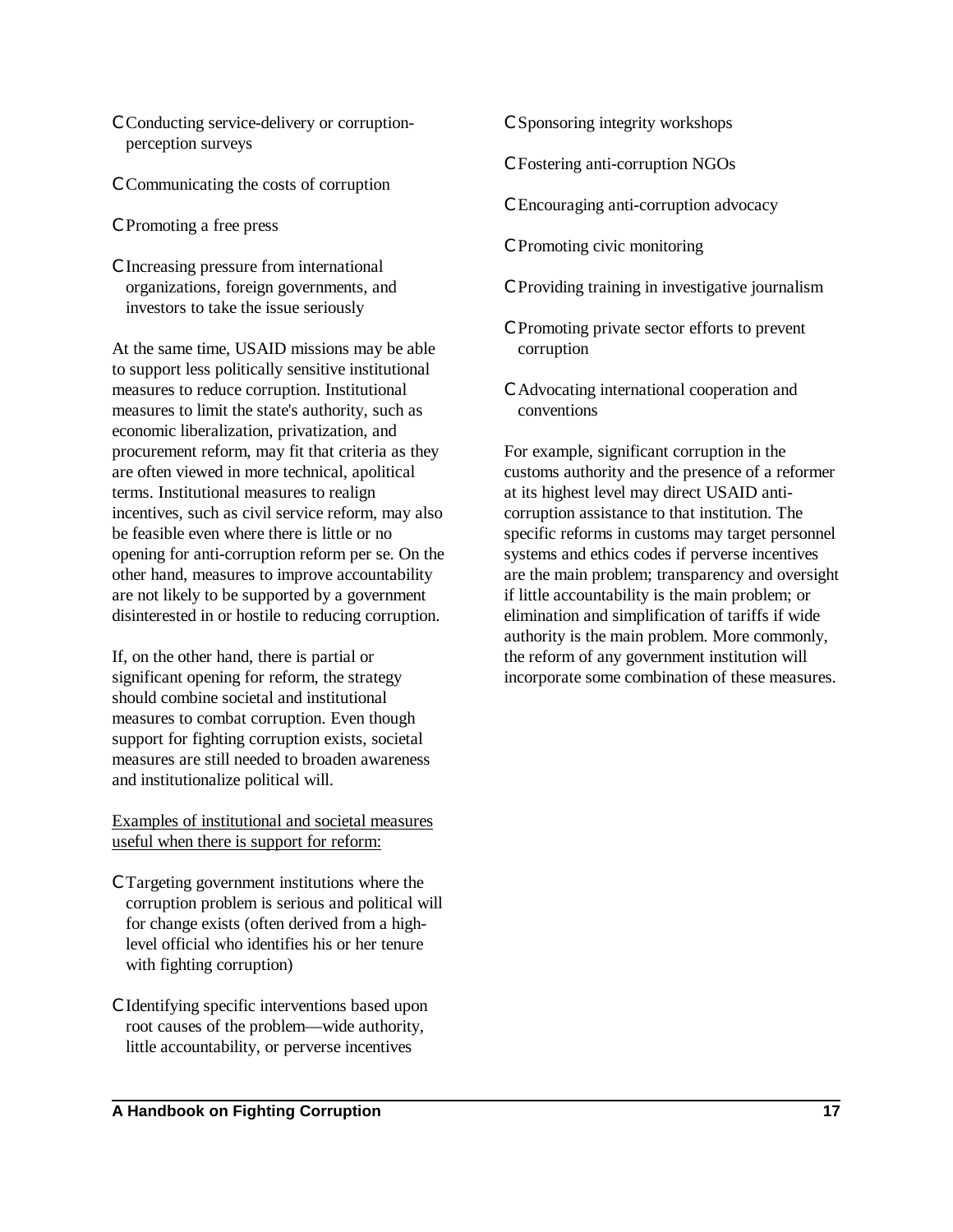- Conducting service-delivery or corruption-perception surveys
- Communicating the costs of corruption
- Promoting a free press
- Increasing pressure from international organizations, foreign governments, and investors to take the issue seriously

At the same time, USAID missions may be able to support less politically sensitive institutional measures to reduce corruption. Institutional measures to limit the state's authority, such as economic liberalization, privatization, and procurement reform, may fit that criteria as they are often viewed in more technical, apolitical terms. Institutional measures to realign incentives, such as civil service reform, may also be feasible even where there is little or no opening for anti-corruption reform per se. On the other hand, measures to improve accountability are not likely to be supported by a government disinterested in or hostile to reducing corruption.

If, on the other hand, there is partial or significant opening for reform, the strategy should combine societal and institutional measures to combat corruption. Even though support for fighting corruption exists, societal measures are still needed to broaden awareness and institutionalize political will.

<u>Examples of institutional and societal measures useful when there is support for reform:</u>

- Targeting government institutions where the corruption problem is serious and political will for change exists (often derived from a high-level official who identifies his or her tenure with fighting corruption)
- Identifying specific interventions based upon root causes of the problem—wide authority, little accountability, or perverse incentives
- Sponsoring integrity workshops
- Fostering anti-corruption NGOs
- Encouraging anti-corruption advocacy
- Promoting civic monitoring
- Providing training in investigative journalism
- Promoting private sector efforts to prevent corruption
- Advocating international cooperation and conventions

For example, significant corruption in the customs authority and the presence of a reformer at its highest level may direct USAID anti-corruption assistance to that institution. The specific reforms in customs may target personnel systems and ethics codes if perverse incentives are the main problem; transparency and oversight if little accountability is the main problem; or elimination and simplification of tariffs if wide authority is the main problem. More commonly, the reform of any government institution will incorporate some combination of these measures.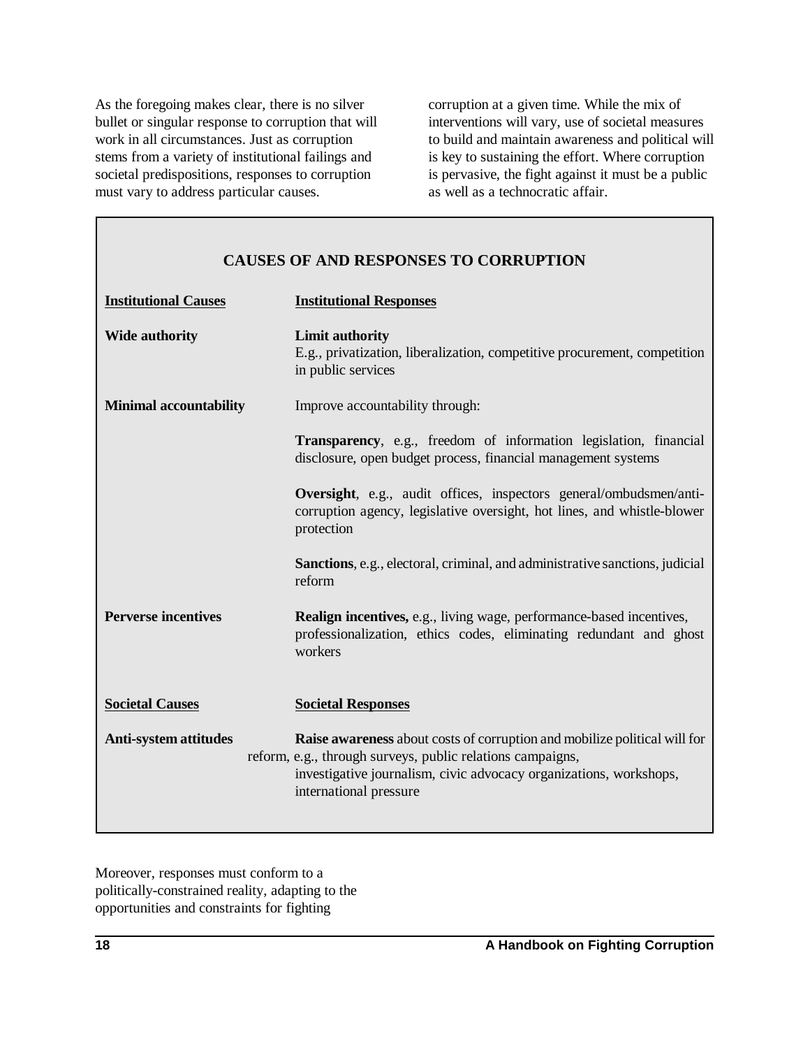As the foregoing makes clear, there is no silver bullet or singular response to corruption that will work in all circumstances. Just as corruption stems from a variety of institutional failings and societal predispositions, responses to corruption must vary to address particular causes. Moreover, responses must conform to a politically-constrained reality, adapting to the opportunities and constraints for fighting corruption at a given time. While the mix of interventions will vary, use of societal measures to build and maintain awareness and political will is key to sustaining the effort. Where corruption is pervasive, the fight against it must be a public as well as a technocratic affair.

### CAUSES OF AND RESPONSES TO CORRUPTION

| Institutional Causes | Institutional Responses |
|---|---|
| **Wide authority** | **Limit authority**<br>E.g., privatization, liberalization, competitive procurement, competition in public services |
| **Minimal accountability** | Improve accountability through:<br><br>**Transparency**, e.g., freedom of information legislation, financial disclosure, open budget process, financial management systems<br><br>**Oversight**, e.g., audit offices, inspectors general/ombudsmen/anti-corruption agency, legislative oversight, hot lines, and whistle-blower protection<br><br>**Sanctions**, e.g., electoral, criminal, and administrative sanctions, judicial reform |
| **Perverse incentives** | **Realign incentives,** e.g., living wage, performance-based incentives, professionalization, ethics codes, eliminating redundant and ghost workers |
| **Societal Causes** | **Societal Responses** |
| **Anti-system attitudes** | **Raise awareness** about costs of corruption and mobilize political will for reform, e.g., through surveys, public relations campaigns, investigative journalism, civic advocacy organizations, workshops, international pressure |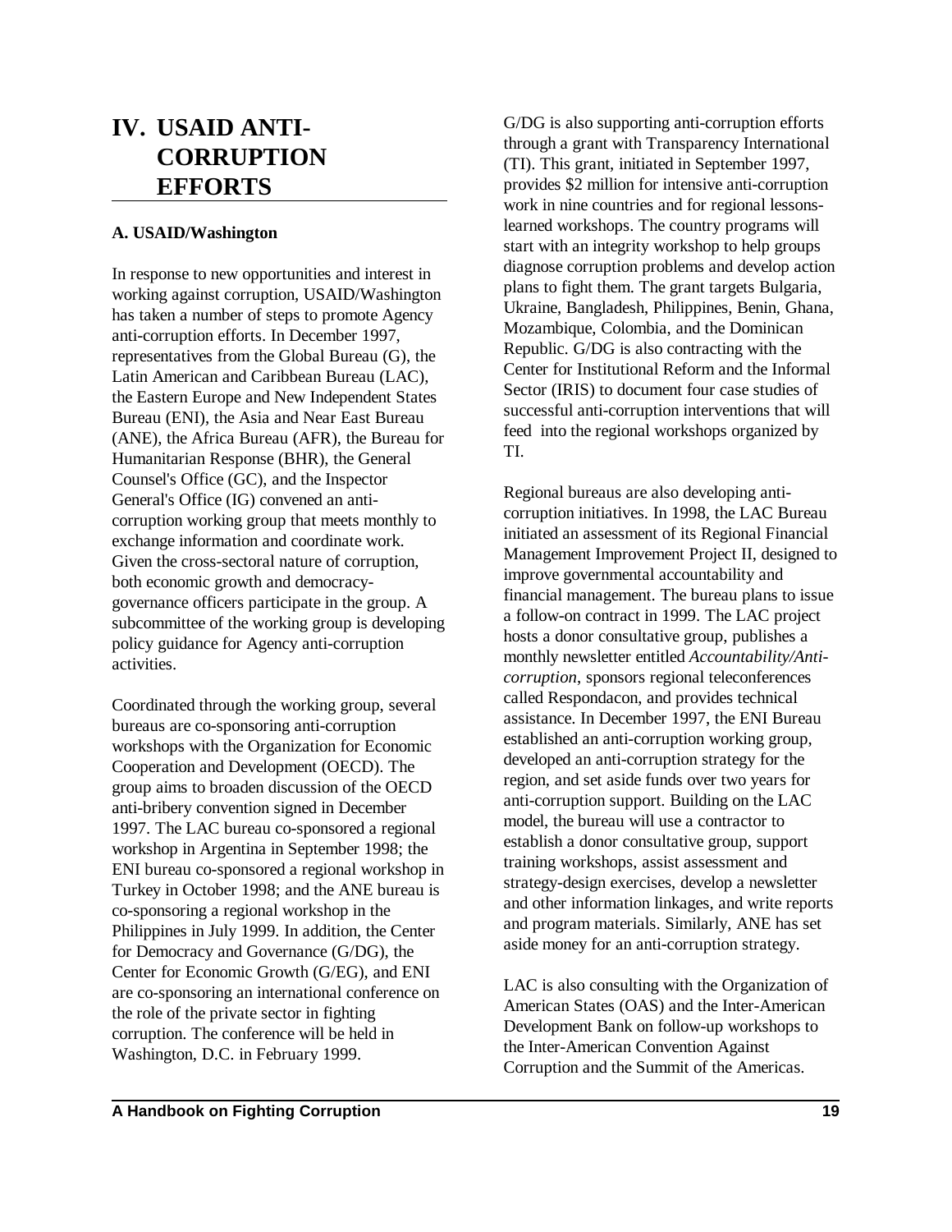# IV. USAID ANTI-CORRUPTION EFFORTS

### A. USAID/Washington

In response to new opportunities and interest in working against corruption, USAID/Washington has taken a number of steps to promote Agency anti-corruption efforts. In December 1997, representatives from the Global Bureau (G), the Latin American and Caribbean Bureau (LAC), the Eastern Europe and New Independent States Bureau (ENI), the Asia and Near East Bureau (ANE), the Africa Bureau (AFR), the Bureau for Humanitarian Response (BHR), the General Counsel's Office (GC), and the Inspector General's Office (IG) convened an anti-corruption working group that meets monthly to exchange information and coordinate work. Given the cross-sectoral nature of corruption, both economic growth and democracy-governance officers participate in the group. A subcommittee of the working group is developing policy guidance for Agency anti-corruption activities.

Coordinated through the working group, several bureaus are co-sponsoring anti-corruption workshops with the Organization for Economic Cooperation and Development (OECD). The group aims to broaden discussion of the OECD anti-bribery convention signed in December 1997. The LAC bureau co-sponsored a regional workshop in Argentina in September 1998; the ENI bureau co-sponsored a regional workshop in Turkey in October 1998; and the ANE bureau is co-sponsoring a regional workshop in the Philippines in July 1999. In addition, the Center for Democracy and Governance (G/DG), the Center for Economic Growth (G/EG), and ENI are co-sponsoring an international conference on the role of the private sector in fighting corruption. The conference will be held in Washington, D.C. in February 1999.

G/DG is also supporting anti-corruption efforts through a grant with Transparency International (TI). This grant, initiated in September 1997, provides $2 million for intensive anti-corruption work in nine countries and for regional lessons-learned workshops. The country programs will start with an integrity workshop to help groups diagnose corruption problems and develop action plans to fight them. The grant targets Bulgaria, Ukraine, Bangladesh, Philippines, Benin, Ghana, Mozambique, Colombia, and the Dominican Republic. G/DG is also contracting with the Center for Institutional Reform and the Informal Sector (IRIS) to document four case studies of successful anti-corruption interventions that will feed into the regional workshops organized by TI.

Regional bureaus are also developing anti-corruption initiatives. In 1998, the LAC Bureau initiated an assessment of its Regional Financial Management Improvement Project II, designed to improve governmental accountability and financial management. The bureau plans to issue a follow-on contract in 1999. The LAC project hosts a donor consultative group, publishes a monthly newsletter entitled *Accountability/Anti-corruption*, sponsors regional teleconferences called Respondacon, and provides technical assistance. In December 1997, the ENI Bureau established an anti-corruption working group, developed an anti-corruption strategy for the region, and set aside funds over two years for anti-corruption support. Building on the LAC model, the bureau will use a contractor to establish a donor consultative group, support training workshops, assist assessment and strategy-design exercises, develop a newsletter and other information linkages, and write reports and program materials. Similarly, ANE has set aside money for an anti-corruption strategy.

LAC is also consulting with the Organization of American States (OAS) and the Inter-American Development Bank on follow-up workshops to the Inter-American Convention Against Corruption and the Summit of the Americas.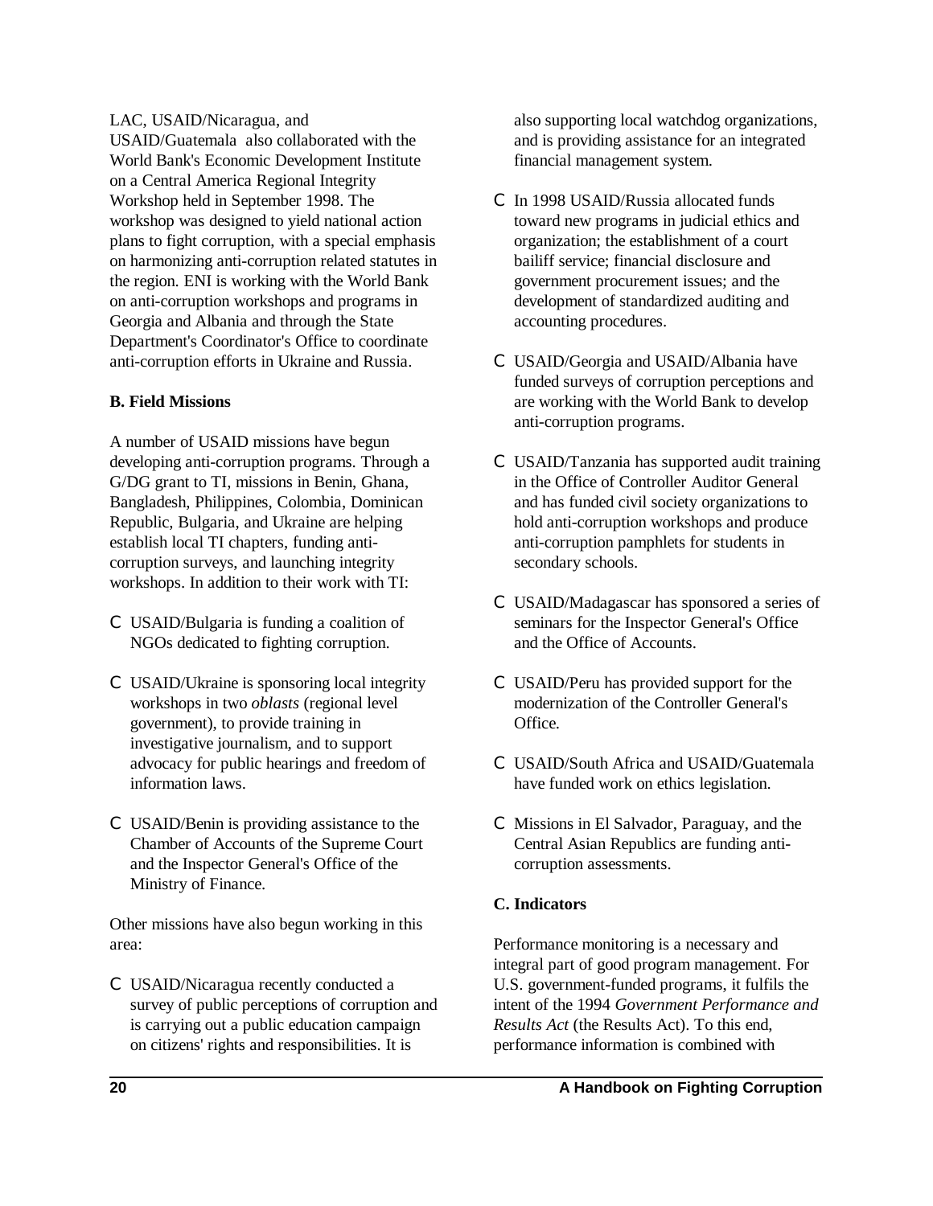LAC, USAID/Nicaragua, and USAID/Guatemala also collaborated with the World Bank's Economic Development Institute on a Central America Regional Integrity Workshop held in September 1998. The workshop was designed to yield national action plans to fight corruption, with a special emphasis on harmonizing anti-corruption related statutes in the region. ENI is working with the World Bank on anti-corruption workshops and programs in Georgia and Albania and through the State Department's Coordinator's Office to coordinate anti-corruption efforts in Ukraine and Russia.

**B. Field Missions**

A number of USAID missions have begun developing anti-corruption programs. Through a G/DG grant to TI, missions in Benin, Ghana, Bangladesh, Philippines, Colombia, Dominican Republic, Bulgaria, and Ukraine are helping establish local TI chapters, funding anti-corruption surveys, and launching integrity workshops. In addition to their work with TI:

- USAID/Bulgaria is funding a coalition of NGOs dedicated to fighting corruption.
- USAID/Ukraine is sponsoring local integrity workshops in two *oblasts* (regional level government), to provide training in investigative journalism, and to support advocacy for public hearings and freedom of information laws.
- USAID/Benin is providing assistance to the Chamber of Accounts of the Supreme Court and the Inspector General's Office of the Ministry of Finance.

Other missions have also begun working in this area:

- USAID/Nicaragua recently conducted a survey of public perceptions of corruption and is carrying out a public education campaign on citizens' rights and responsibilities. It is also supporting local watchdog organizations, and is providing assistance for an integrated financial management system.
- In 1998 USAID/Russia allocated funds toward new programs in judicial ethics and organization; the establishment of a court bailiff service; financial disclosure and government procurement issues; and the development of standardized auditing and accounting procedures.
- USAID/Georgia and USAID/Albania have funded surveys of corruption perceptions and are working with the World Bank to develop anti-corruption programs.
- USAID/Tanzania has supported audit training in the Office of Controller Auditor General and has funded civil society organizations to hold anti-corruption workshops and produce anti-corruption pamphlets for students in secondary schools.
- USAID/Madagascar has sponsored a series of seminars for the Inspector General's Office and the Office of Accounts.
- USAID/Peru has provided support for the modernization of the Controller General's Office.
- USAID/South Africa and USAID/Guatemala have funded work on ethics legislation.
- Missions in El Salvador, Paraguay, and the Central Asian Republics are funding anti-corruption assessments.

**C. Indicators**

Performance monitoring is a necessary and integral part of good program management. For U.S. government-funded programs, it fulfils the intent of the 1994 *Government Performance and Results Act* (the Results Act). To this end, performance information is combined with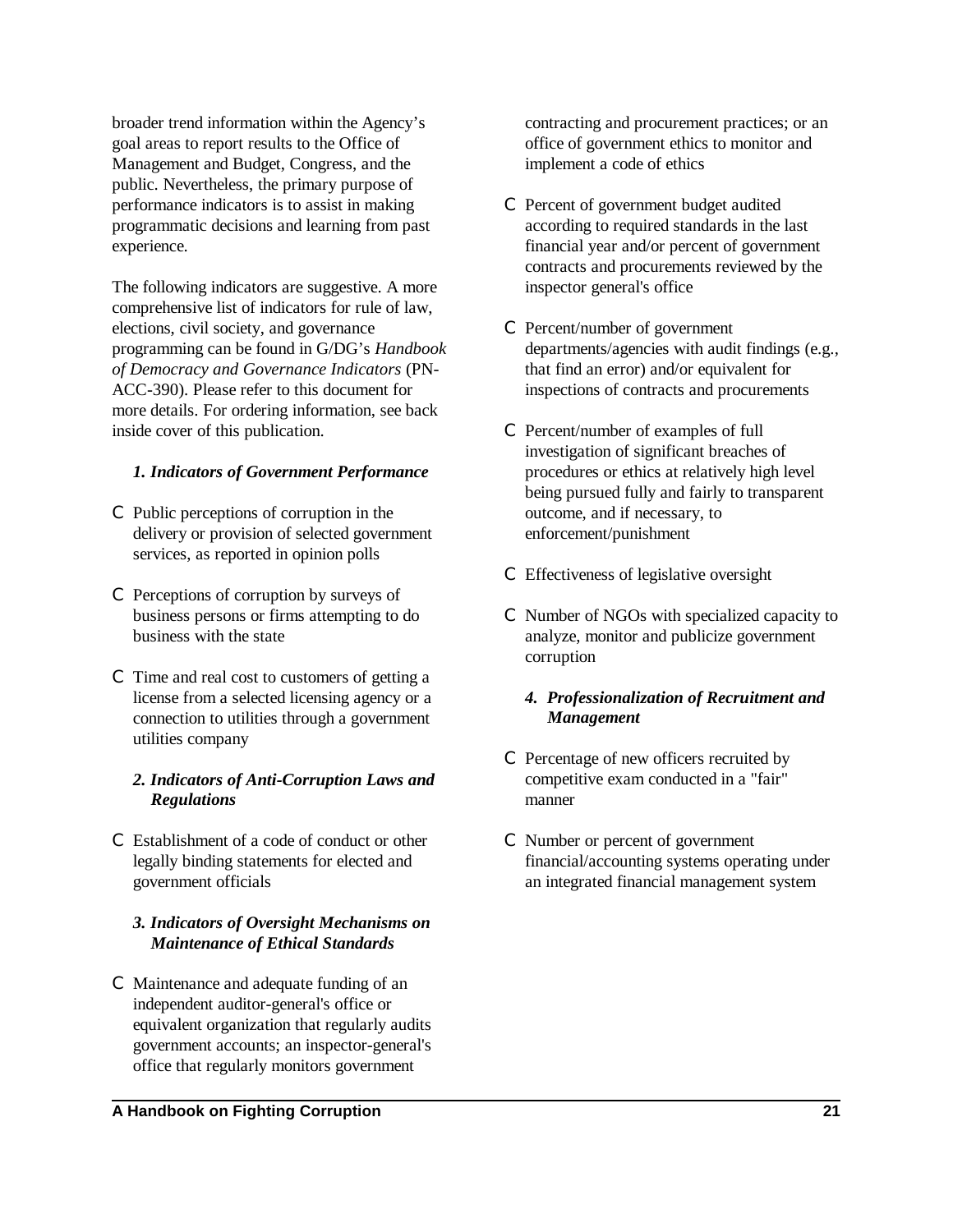broader trend information within the Agency's goal areas to report results to the Office of Management and Budget, Congress, and the public. Nevertheless, the primary purpose of performance indicators is to assist in making programmatic decisions and learning from past experience.

The following indicators are suggestive. A more comprehensive list of indicators for rule of law, elections, civil society, and governance programming can be found in G/DG's *Handbook of Democracy and Governance Indicators* (PN-ACC-390). Please refer to this document for more details. For ordering information, see back inside cover of this publication.

***1. Indicators of Government Performance***

- Public perceptions of corruption in the delivery or provision of selected government services, as reported in opinion polls
- Perceptions of corruption by surveys of business persons or firms attempting to do business with the state
- Time and real cost to customers of getting a license from a selected licensing agency or a connection to utilities through a government utilities company

***2. Indicators of Anti-Corruption Laws and Regulations***

- Establishment of a code of conduct or other legally binding statements for elected and government officials

***3. Indicators of Oversight Mechanisms on Maintenance of Ethical Standards***

- Maintenance and adequate funding of an independent auditor-general's office or equivalent organization that regularly audits government accounts; an inspector-general's office that regularly monitors government contracting and procurement practices; or an office of government ethics to monitor and implement a code of ethics
- Percent of government budget audited according to required standards in the last financial year and/or percent of government contracts and procurements reviewed by the inspector general's office
- Percent/number of government departments/agencies with audit findings (e.g., that find an error) and/or equivalent for inspections of contracts and procurements
- Percent/number of examples of full investigation of significant breaches of procedures or ethics at relatively high level being pursued fully and fairly to transparent outcome, and if necessary, to enforcement/punishment
- Effectiveness of legislative oversight
- Number of NGOs with specialized capacity to analyze, monitor and publicize government corruption

***4. Professionalization of Recruitment and Management***

- Percentage of new officers recruited by competitive exam conducted in a "fair" manner
- Number or percent of government financial/accounting systems operating under an integrated financial management system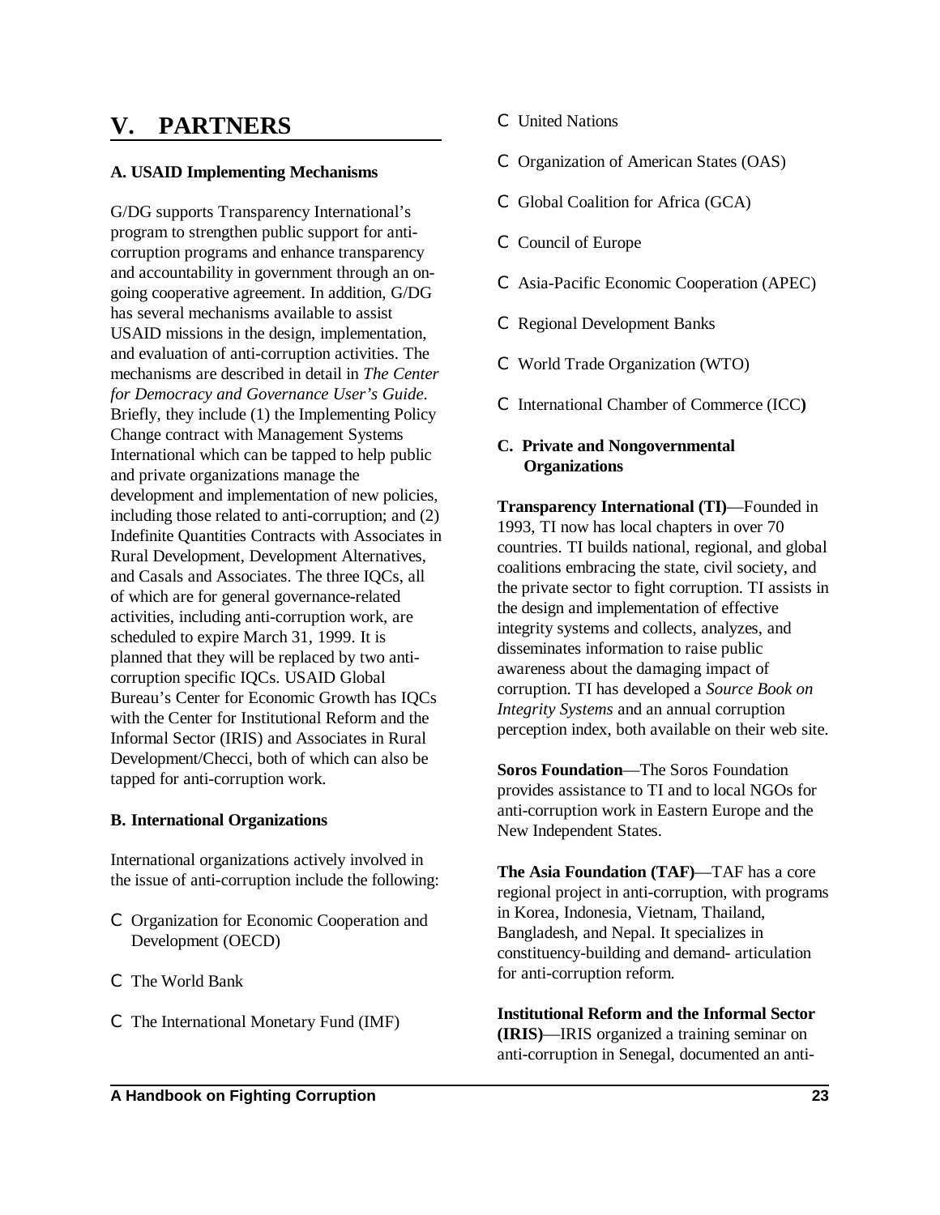# V. PARTNERS

### A. USAID Implementing Mechanisms

G/DG supports Transparency International's program to strengthen public support for anti-corruption programs and enhance transparency and accountability in government through an on-going cooperative agreement. In addition, G/DG has several mechanisms available to assist USAID missions in the design, implementation, and evaluation of anti-corruption activities. The mechanisms are described in detail in *The Center for Democracy and Governance User's Guide*. Briefly, they include (1) the Implementing Policy Change contract with Management Systems International which can be tapped to help public and private organizations manage the development and implementation of new policies, including those related to anti-corruption; and (2) Indefinite Quantities Contracts with Associates in Rural Development, Development Alternatives, and Casals and Associates. The three IQCs, all of which are for general governance-related activities, including anti-corruption work, are scheduled to expire March 31, 1999. It is planned that they will be replaced by two anti-corruption specific IQCs. USAID Global Bureau's Center for Economic Growth has IQCs with the Center for Institutional Reform and the Informal Sector (IRIS) and Associates in Rural Development/Checci, both of which can also be tapped for anti-corruption work.

### B. International Organizations

International organizations actively involved in the issue of anti-corruption include the following:

- Organization for Economic Cooperation and Development (OECD)
- The World Bank
- The International Monetary Fund (IMF)
- United Nations
- Organization of American States (OAS)
- Global Coalition for Africa (GCA)
- Council of Europe
- Asia-Pacific Economic Cooperation (APEC)
- Regional Development Banks
- World Trade Organization (WTO)
- International Chamber of Commerce (ICC)

### C. Private and Nongovernmental Organizations

**Transparency International (TI)**—Founded in 1993, TI now has local chapters in over 70 countries. TI builds national, regional, and global coalitions embracing the state, civil society, and the private sector to fight corruption. TI assists in the design and implementation of effective integrity systems and collects, analyzes, and disseminates information to raise public awareness about the damaging impact of corruption. TI has developed a *Source Book on Integrity Systems* and an annual corruption perception index, both available on their web site.

**Soros Foundation**—The Soros Foundation provides assistance to TI and to local NGOs for anti-corruption work in Eastern Europe and the New Independent States.

**The Asia Foundation (TAF)**—TAF has a core regional project in anti-corruption, with programs in Korea, Indonesia, Vietnam, Thailand, Bangladesh, and Nepal. It specializes in constituency-building and demand- articulation for anti-corruption reform.

**Institutional Reform and the Informal Sector (IRIS)**—IRIS organized a training seminar on anti-corruption in Senegal, documented an anti-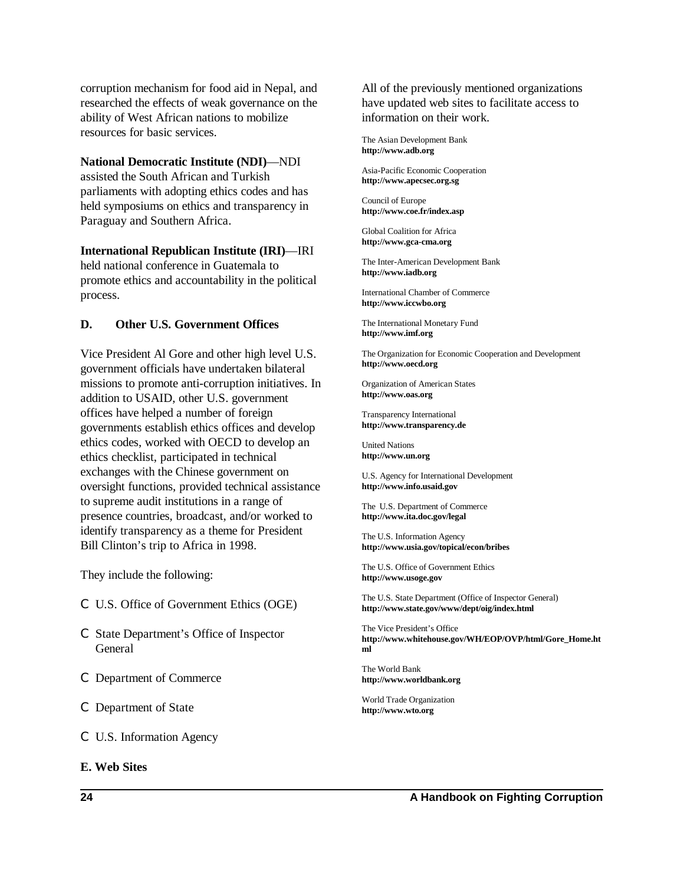corruption mechanism for food aid in Nepal, and researched the effects of weak governance on the ability of West African nations to mobilize resources for basic services.

**National Democratic Institute (NDI)**—NDI assisted the South African and Turkish parliaments with adopting ethics codes and has held symposiums on ethics and transparency in Paraguay and Southern Africa.

**International Republican Institute (IRI)**—IRI held national conference in Guatemala to promote ethics and accountability in the political process.

### D. Other U.S. Government Offices

Vice President Al Gore and other high level U.S. government officials have undertaken bilateral missions to promote anti-corruption initiatives. In addition to USAID, other U.S. government offices have helped a number of foreign governments establish ethics offices and develop ethics codes, worked with OECD to develop an ethics checklist, participated in technical exchanges with the Chinese government on oversight functions, provided technical assistance to supreme audit institutions in a range of presence countries, broadcast, and/or worked to identify transparency as a theme for President Bill Clinton's trip to Africa in 1998.

They include the following:

- U.S. Office of Government Ethics (OGE)
- State Department's Office of Inspector General
- Department of Commerce
- Department of State
- U.S. Information Agency

### E. Web Sites

All of the previously mentioned organizations have updated web sites to facilitate access to information on their work.

The Asian Development Bank
**http://www.adb.org**

Asia-Pacific Economic Cooperation
**http://www.apecsec.org.sg**

Council of Europe
**http://www.coe.fr/index.asp**

Global Coalition for Africa
**http://www.gca-cma.org**

The Inter-American Development Bank
**http://www.iadb.org**

International Chamber of Commerce
**http://www.iccwbo.org**

The International Monetary Fund
**http://www.imf.org**

The Organization for Economic Cooperation and Development
**http://www.oecd.org**

Organization of American States
**http://www.oas.org**

Transparency International
**http://www.transparency.de**

United Nations
**http://www.un.org**

U.S. Agency for International Development
**http://www.info.usaid.gov**

The U.S. Department of Commerce
**http://www.ita.doc.gov/legal**

The U.S. Information Agency
**http://www.usia.gov/topical/econ/bribes**

The U.S. Office of Government Ethics
**http://www.usoge.gov**

The U.S. State Department (Office of Inspector General)
**http://www.state.gov/www/dept/oig/index.html**

The Vice President's Office
**http://www.whitehouse.gov/WH/EOP/OVP/html/Gore_Home.html**

The World Bank
**http://www.worldbank.org**

World Trade Organization
**http://www.wto.org**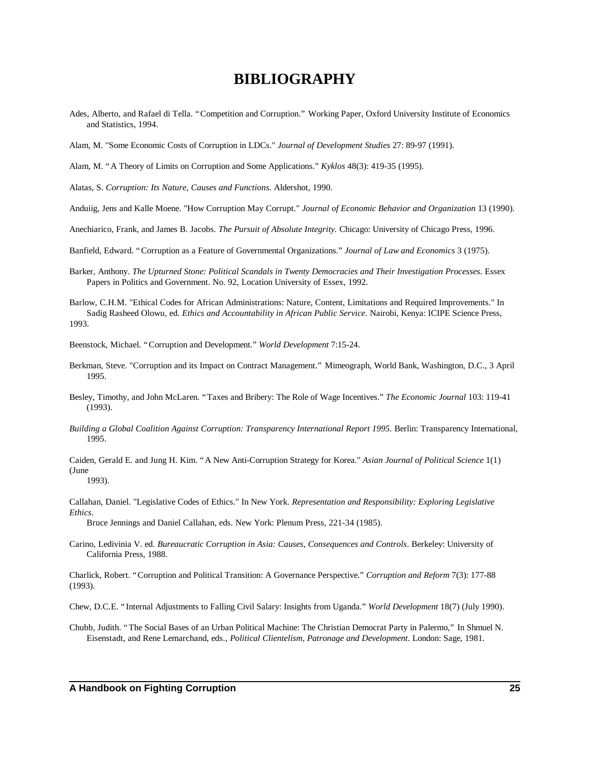# BIBLIOGRAPHY

Ades, Alberto, and Rafael di Tella. "Competition and Corruption." Working Paper, Oxford University Institute of Economics and Statistics, 1994.

Alam, M. "Some Economic Costs of Corruption in LDCs." *Journal of Development Studies* 27: 89-97 (1991).

Alam, M. "A Theory of Limits on Corruption and Some Applications." *Kyklos* 48(3): 419-35 (1995).

Alatas, S. *Corruption: Its Nature, Causes and Functions*. Aldershot, 1990.

Anduiig, Jens and Kalle Moene. "How Corruption May Corrupt." *Journal of Economic Behavior and Organization* 13 (1990).

Anechiarico, Frank, and James B. Jacobs. *The Pursuit of Absolute Integrity.* Chicago: University of Chicago Press, 1996.

Banfield, Edward. "Corruption as a Feature of Governmental Organizations." *Journal of Law and Economics* 3 (1975).

Barker, Anthony. *The Upturned Stone: Political Scandals in Twenty Democracies and Their Investigation Processes*. Essex Papers in Politics and Government. No. 92, Location University of Essex, 1992.

Barlow, C.H.M. "Ethical Codes for African Administrations: Nature, Content, Limitations and Required Improvements." In Sadig Rasheed Olowu, ed. *Ethics and Accountability in African Public Service.* Nairobi, Kenya: ICIPE Science Press, 1993.

Beenstock, Michael. "Corruption and Development." *World Development* 7:15-24.

Berkman, Steve. "Corruption and its Impact on Contract Management." Mimeograph, World Bank, Washington, D.C., 3 April 1995.

Besley, Timothy, and John McLaren. "Taxes and Bribery: The Role of Wage Incentives." *The Economic Journal* 103: 119-41 (1993).

*Building a Global Coalition Against Corruption: Transparency International Report 1995*. Berlin: Transparency International, 1995.

Caiden, Gerald E. and Jung H. Kim. "A New Anti-Corruption Strategy for Korea." *Asian Journal of Political Science* 1(1) (June 1993).

Callahan, Daniel. "Legislative Codes of Ethics." In New York. *Representation and Responsibility: Exploring Legislative Ethics*. Bruce Jennings and Daniel Callahan, eds. New York: Plenum Press, 221-34 (1985).

Carino, Ledivinia V. ed. *Bureaucratic Corruption in Asia: Causes, Consequences and Controls*. Berkeley: University of California Press, 1988.

Charlick, Robert. "Corruption and Political Transition: A Governance Perspective." *Corruption and Reform* 7(3): 177-88 (1993).

Chew, D.C.E. "Internal Adjustments to Falling Civil Salary: Insights from Uganda." *World Development* 18(7) (July 1990).

Chubb, Judith. "The Social Bases of an Urban Political Machine: The Christian Democrat Party in Palermo," In Shmuel N. Eisenstadt, and Rene Lemarchand, eds., *Political Clientelism, Patronage and Development*. London: Sage, 1981.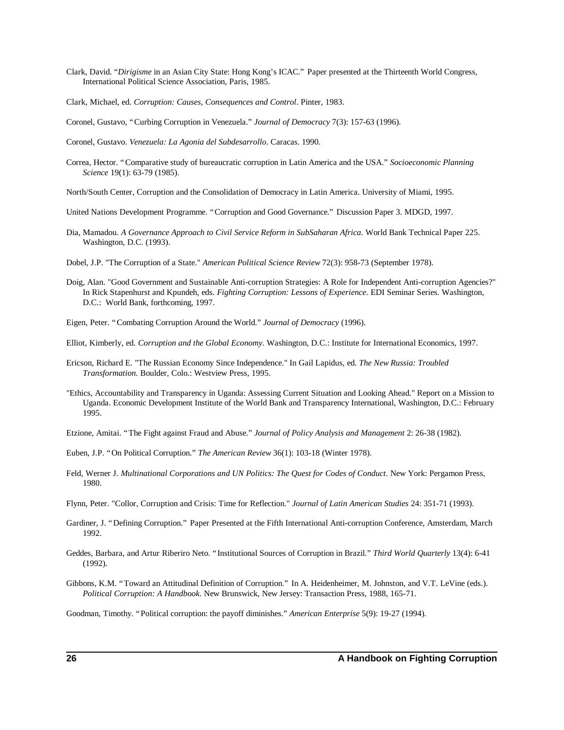Clark, David. "*Dirigisme* in an Asian City State: Hong Kong's ICAC." Paper presented at the Thirteenth World Congress, International Political Science Association, Paris, 1985.

Clark, Michael, ed. *Corruption: Causes, Consequences and Control*. Pinter, 1983.

Coronel, Gustavo, "Curbing Corruption in Venezuela." *Journal of Democracy* 7(3): 157-63 (1996).

Coronel, Gustavo. *Venezuela: La Agonia del Subdesarrollo*. Caracas. 1990.

Correa, Hector. "Comparative study of bureaucratic corruption in Latin America and the USA." *Socioeconomic Planning Science* 19(1): 63-79 (1985).

North/South Center, Corruption and the Consolidation of Democracy in Latin America. University of Miami, 1995.

United Nations Development Programme. "Corruption and Good Governance." Discussion Paper 3. MDGD, 1997.

Dia, Mamadou. *A Governance Approach to Civil Service Reform in SubSaharan Africa*. World Bank Technical Paper 225. Washington, D.C. (1993).

Dobel, J.P. "The Corruption of a State." *American Political Science Review* 72(3): 958-73 (September 1978).

Doig, Alan. "Good Government and Sustainable Anti-corruption Strategies: A Role for Independent Anti-corruption Agencies?" In Rick Stapenhurst and Kpundeh, eds. *Fighting Corruption: Lessons of Experience*. EDI Seminar Series. Washington, D.C.: World Bank, forthcoming, 1997.

Eigen, Peter. "Combating Corruption Around the World." *Journal of Democracy* (1996).

Elliot, Kimberly, ed. *Corruption and the Global Economy*. Washington, D.C.: Institute for International Economics, 1997.

Ericson, Richard E. "The Russian Economy Since Independence." In Gail Lapidus, ed. *The New Russia: Troubled Transformation*. Boulder, Colo.: Westview Press, 1995.

"Ethics, Accountability and Transparency in Uganda: Assessing Current Situation and Looking Ahead." Report on a Mission to Uganda. Economic Development Institute of the World Bank and Transparency International, Washington, D.C.: February 1995.

Etzione, Amitai. "The Fight against Fraud and Abuse." *Journal of Policy Analysis and Management* 2: 26-38 (1982).

Euben, J.P. "On Political Corruption." *The American Review* 36(1): 103-18 (Winter 1978).

Feld, Werner J. *Multinational Corporations and UN Politics: The Quest for Codes of Conduct*. New York: Pergamon Press, 1980.

Flynn, Peter. "Collor, Corruption and Crisis: Time for Reflection." *Journal of Latin American Studies* 24: 351-71 (1993).

Gardiner, J. "Defining Corruption." Paper Presented at the Fifth International Anti-corruption Conference, Amsterdam, March 1992.

Geddes, Barbara, and Artur Riberiro Neto. "Institutional Sources of Corruption in Brazil." *Third World Quarterly* 13(4): 6-41 (1992).

Gibbons, K.M. "Toward an Attitudinal Definition of Corruption." In A. Heidenheimer, M. Johnston, and V.T. LeVine (eds.). *Political Corruption: A Handbook*. New Brunswick, New Jersey: Transaction Press, 1988, 165-71.

Goodman, Timothy. "Political corruption: the payoff diminishes." *American Enterprise* 5(9): 19-27 (1994).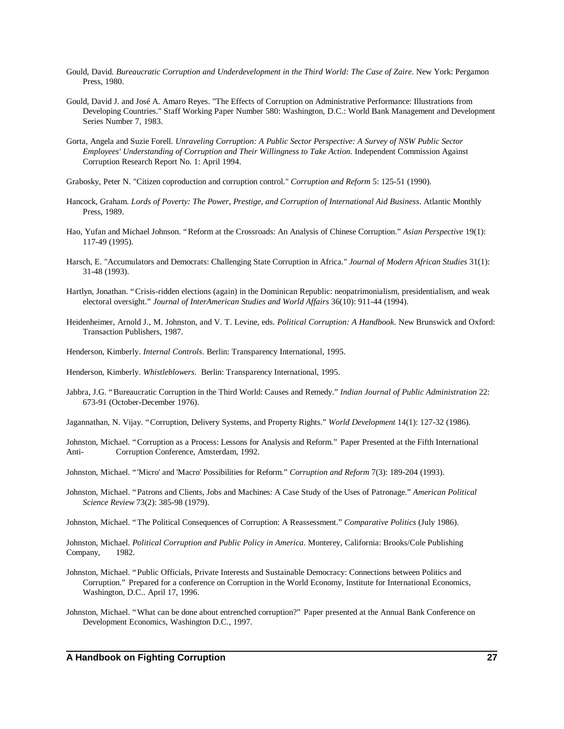Gould, David. *Bureaucratic Corruption and Underdevelopment in the Third World: The Case of Zaire*. New York: Pergamon Press, 1980.

Gould, David J. and José A. Amaro Reyes. "The Effects of Corruption on Administrative Performance: Illustrations from Developing Countries." Staff Working Paper Number 580: Washington, D.C.: World Bank Management and Development Series Number 7, 1983.

Gorta, Angela and Suzie Forell. *Unraveling Corruption: A Public Sector Perspective: A Survey of NSW Public Sector Employees' Understanding of Corruption and Their Willingness to Take Action.* Independent Commission Against Corruption Research Report No. 1: April 1994.

Grabosky, Peter N. "Citizen coproduction and corruption control." *Corruption and Reform* 5: 125-51 (1990).

Hancock, Graham. *Lords of Poverty: The Power, Prestige, and Corruption of International Aid Business*. Atlantic Monthly Press, 1989.

Hao, Yufan and Michael Johnson. "Reform at the Crossroads: An Analysis of Chinese Corruption." *Asian Perspective* 19(1): 117-49 (1995).

Harsch, E. "Accumulators and Democrats: Challenging State Corruption in Africa." *Journal of Modern African Studies* 31(1): 31-48 (1993).

Hartlyn, Jonathan. "Crisis-ridden elections (again) in the Dominican Republic: neopatrimonialism, presidentialism, and weak electoral oversight." *Journal of InterAmerican Studies and World Affairs* 36(10): 911-44 (1994).

Heidenheimer, Arnold J., M. Johnston, and V. T. Levine, eds. *Political Corruption: A Handbook*. New Brunswick and Oxford: Transaction Publishers, 1987.

Henderson, Kimberly. *Internal Controls*. Berlin: Transparency International, 1995.

Henderson, Kimberly. *Whistleblowers*. Berlin: Transparency International, 1995.

Jabbra, J.G. "Bureaucratic Corruption in the Third World: Causes and Remedy." *Indian Journal of Public Administration* 22: 673-91 (October-December 1976).

Jagannathan, N. Vijay. "Corruption, Delivery Systems, and Property Rights." *World Development* 14(1): 127-32 (1986).

Johnston, Michael. "Corruption as a Process: Lessons for Analysis and Reform." Paper Presented at the Fifth International Anti- Corruption Conference, Amsterdam, 1992.

Johnston, Michael. "'Micro' and 'Macro' Possibilities for Reform." *Corruption and Reform* 7(3): 189-204 (1993).

Johnston, Michael. "Patrons and Clients, Jobs and Machines: A Case Study of the Uses of Patronage." *American Political Science Review* 73(2): 385-98 (1979).

Johnston, Michael. "The Political Consequences of Corruption: A Reassessment." *Comparative Politics* (July 1986).

Johnston, Michael. *Political Corruption and Public Policy in America*. Monterey, California: Brooks/Cole Publishing Company, 1982.

Johnston, Michael. "Public Officials, Private Interests and Sustainable Democracy: Connections between Politics and Corruption." Prepared for a conference on Corruption in the World Economy, Institute for International Economics, Washington, D.C.. April 17, 1996.

Johnston, Michael. "What can be done about entrenched corruption?" Paper presented at the Annual Bank Conference on Development Economics, Washington D.C., 1997.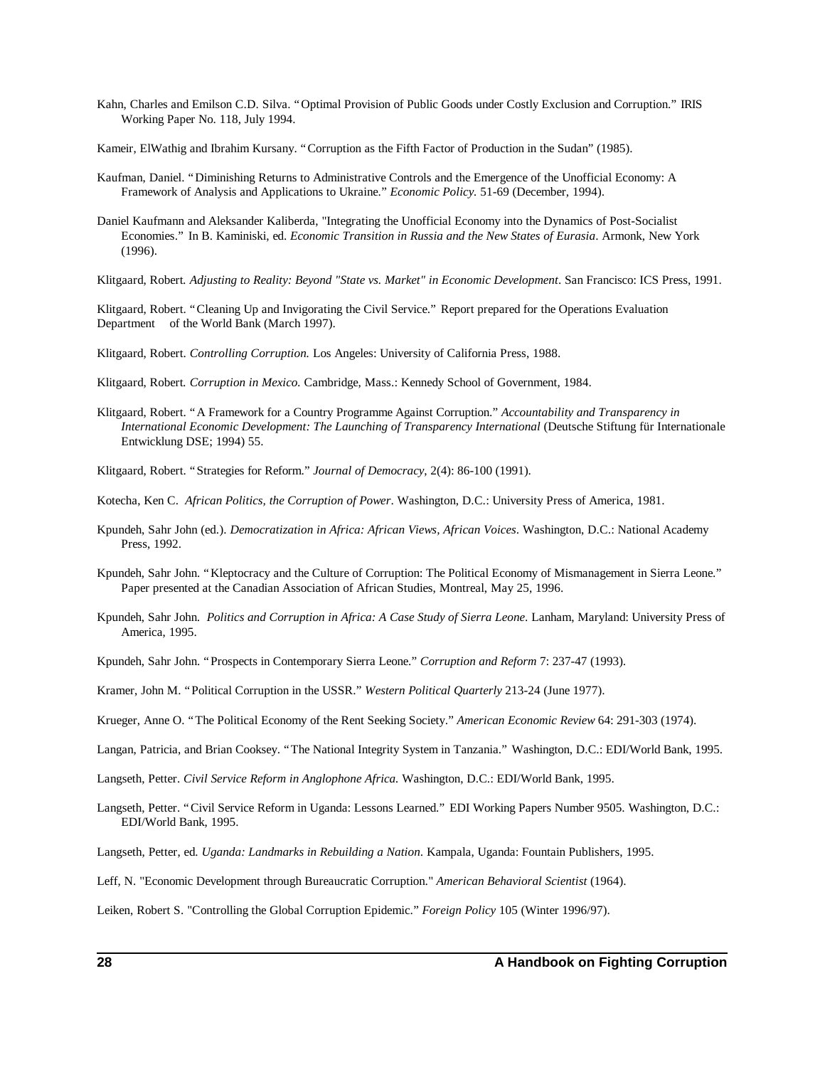Kahn, Charles and Emilson C.D. Silva. "Optimal Provision of Public Goods under Costly Exclusion and Corruption." IRIS Working Paper No. 118, July 1994.

Kameir, ElWathig and Ibrahim Kursany. "Corruption as the Fifth Factor of Production in the Sudan" (1985).

Kaufman, Daniel. "Diminishing Returns to Administrative Controls and the Emergence of the Unofficial Economy: A Framework of Analysis and Applications to Ukraine." *Economic Policy.* 51-69 (December, 1994).

Daniel Kaufmann and Aleksander Kaliberda, "Integrating the Unofficial Economy into the Dynamics of Post-Socialist Economies." In B. Kaminiski, ed. *Economic Transition in Russia and the New States of Eurasia*. Armonk, New York (1996).

Klitgaard, Robert. *Adjusting to Reality: Beyond "State vs. Market" in Economic Development*. San Francisco: ICS Press, 1991.

Klitgaard, Robert. "Cleaning Up and Invigorating the Civil Service." Report prepared for the Operations Evaluation Department of the World Bank (March 1997).

Klitgaard, Robert. *Controlling Corruption.* Los Angeles: University of California Press, 1988.

Klitgaard, Robert. *Corruption in Mexico.* Cambridge, Mass.: Kennedy School of Government, 1984.

Klitgaard, Robert. "A Framework for a Country Programme Against Corruption." *Accountability and Transparency in International Economic Development: The Launching of Transparency International* (Deutsche Stiftung für Internationale Entwicklung DSE; 1994) 55.

Klitgaard, Robert. "Strategies for Reform." *Journal of Democracy*, 2(4): 86-100 (1991).

Kotecha, Ken C. *African Politics, the Corruption of Power*. Washington, D.C.: University Press of America, 1981.

Kpundeh, Sahr John (ed.). *Democratization in Africa: African Views, African Voices*. Washington, D.C.: National Academy Press, 1992.

Kpundeh, Sahr John. "Kleptocracy and the Culture of Corruption: The Political Economy of Mismanagement in Sierra Leone." Paper presented at the Canadian Association of African Studies, Montreal, May 25, 1996.

Kpundeh, Sahr John. *Politics and Corruption in Africa: A Case Study of Sierra Leone*. Lanham, Maryland: University Press of America, 1995.

Kpundeh, Sahr John. "Prospects in Contemporary Sierra Leone." *Corruption and Reform* 7: 237-47 (1993).

Kramer, John M. "Political Corruption in the USSR." *Western Political Quarterly* 213-24 (June 1977).

Krueger, Anne O. "The Political Economy of the Rent Seeking Society." *American Economic Review* 64: 291-303 (1974).

Langan, Patricia, and Brian Cooksey. "The National Integrity System in Tanzania." Washington, D.C.: EDI/World Bank, 1995.

Langseth, Petter. *Civil Service Reform in Anglophone Africa.* Washington, D.C.: EDI/World Bank, 1995.

Langseth, Petter. "Civil Service Reform in Uganda: Lessons Learned." EDI Working Papers Number 9505. Washington, D.C.: EDI/World Bank, 1995.

Langseth, Petter, ed. *Uganda: Landmarks in Rebuilding a Nation.* Kampala, Uganda: Fountain Publishers, 1995.

Leff, N. "Economic Development through Bureaucratic Corruption." *American Behavioral Scientist* (1964).

Leiken, Robert S. "Controlling the Global Corruption Epidemic." *Foreign Policy* 105 (Winter 1996/97).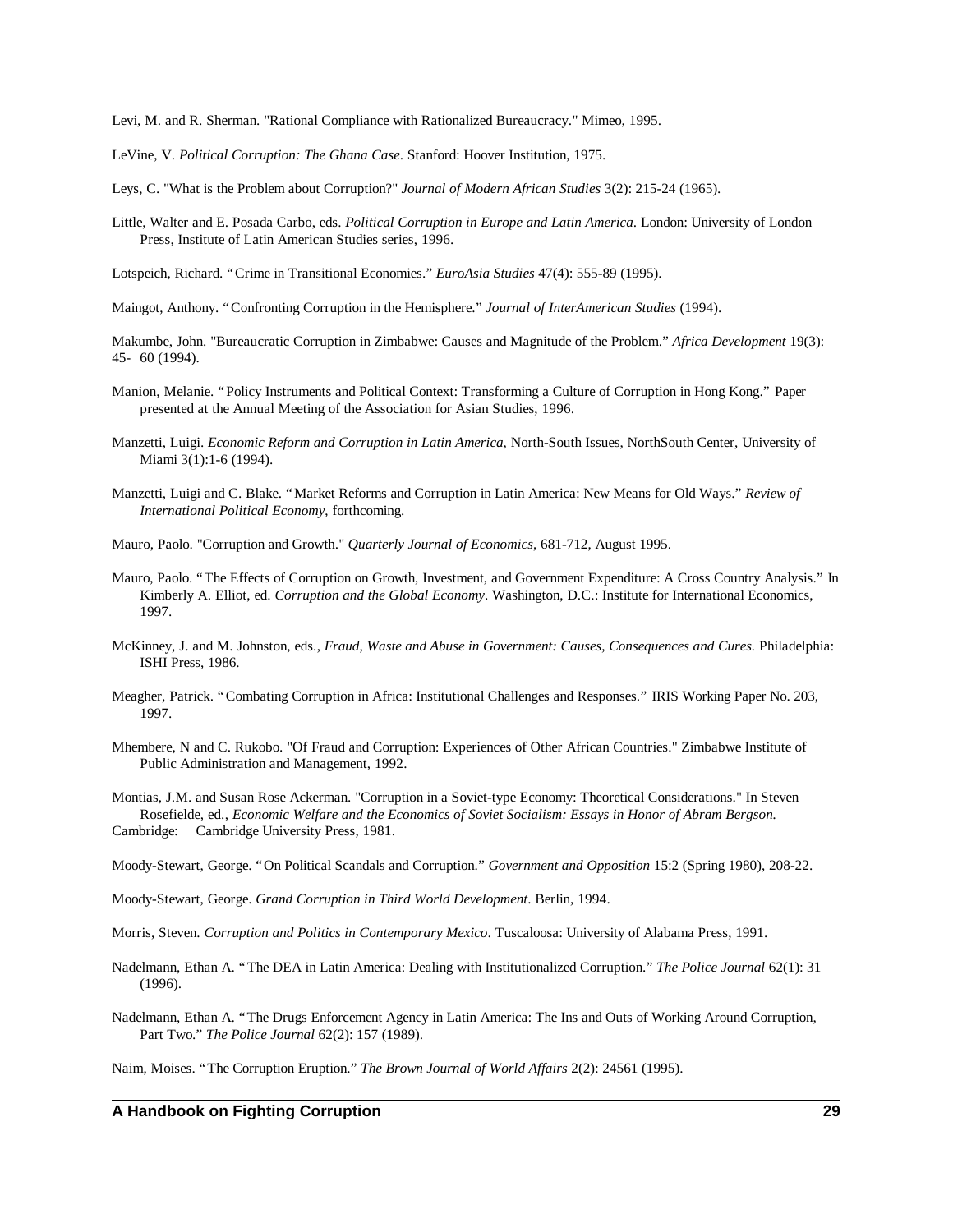Levi, M. and R. Sherman. "Rational Compliance with Rationalized Bureaucracy." Mimeo, 1995.

LeVine, V. *Political Corruption: The Ghana Case*. Stanford: Hoover Institution, 1975.

Leys, C. "What is the Problem about Corruption?" *Journal of Modern African Studies* 3(2): 215-24 (1965).

Little, Walter and E. Posada Carbo, eds. *Political Corruption in Europe and Latin America*. London: University of London Press, Institute of Latin American Studies series, 1996.

Lotspeich, Richard. "Crime in Transitional Economies." *EuroAsia Studies* 47(4): 555-89 (1995).

Maingot, Anthony. "Confronting Corruption in the Hemisphere." *Journal of InterAmerican Studies* (1994).

Makumbe, John. "Bureaucratic Corruption in Zimbabwe: Causes and Magnitude of the Problem." *Africa Development* 19(3): 45- 60 (1994).

Manion, Melanie. "Policy Instruments and Political Context: Transforming a Culture of Corruption in Hong Kong." Paper presented at the Annual Meeting of the Association for Asian Studies, 1996.

Manzetti, Luigi. *Economic Reform and Corruption in Latin America*, North-South Issues, NorthSouth Center, University of Miami 3(1):1-6 (1994).

Manzetti, Luigi and C. Blake. "Market Reforms and Corruption in Latin America: New Means for Old Ways." *Review of International Political Economy*, forthcoming.

Mauro, Paolo. "Corruption and Growth." *Quarterly Journal of Economics*, 681-712, August 1995.

Mauro, Paolo. "The Effects of Corruption on Growth, Investment, and Government Expenditure: A Cross Country Analysis." In Kimberly A. Elliot, ed. *Corruption and the Global Economy*. Washington, D.C.: Institute for International Economics, 1997.

McKinney, J. and M. Johnston, eds., *Fraud, Waste and Abuse in Government: Causes, Consequences and Cures*. Philadelphia: ISHI Press, 1986.

Meagher, Patrick. "Combating Corruption in Africa: Institutional Challenges and Responses." IRIS Working Paper No. 203, 1997.

Mhembere, N and C. Rukobo. "Of Fraud and Corruption: Experiences of Other African Countries." Zimbabwe Institute of Public Administration and Management, 1992.

Montias, J.M. and Susan Rose Ackerman. "Corruption in a Soviet-type Economy: Theoretical Considerations." In Steven Rosefielde, ed., *Economic Welfare and the Economics of Soviet Socialism: Essays in Honor of Abram Bergson*. Cambridge: Cambridge University Press, 1981.

Moody-Stewart, George. "On Political Scandals and Corruption." *Government and Opposition* 15:2 (Spring 1980), 208-22.

Moody-Stewart, George. *Grand Corruption in Third World Development*. Berlin, 1994.

Morris, Steven. *Corruption and Politics in Contemporary Mexico*. Tuscaloosa: University of Alabama Press, 1991.

Nadelmann, Ethan A. "The DEA in Latin America: Dealing with Institutionalized Corruption." *The Police Journal* 62(1): 31 (1996).

Nadelmann, Ethan A. "The Drugs Enforcement Agency in Latin America: The Ins and Outs of Working Around Corruption, Part Two." *The Police Journal* 62(2): 157 (1989).

Naim, Moises. "The Corruption Eruption." *The Brown Journal of World Affairs* 2(2): 24561 (1995).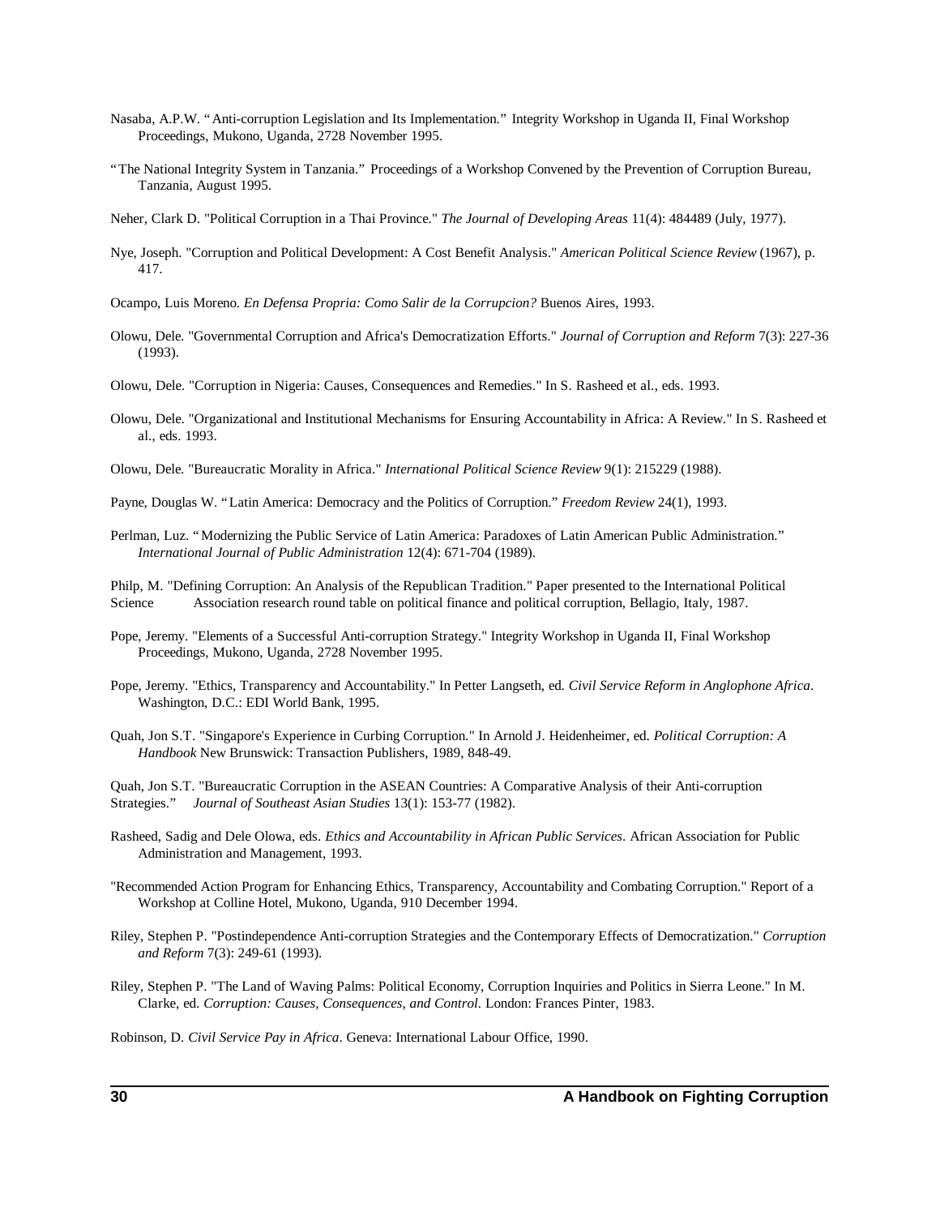Nasaba, A.P.W. "Anti-corruption Legislation and Its Implementation." Integrity Workshop in Uganda II, Final Workshop Proceedings, Mukono, Uganda, 2728 November 1995.

"The National Integrity System in Tanzania." Proceedings of a Workshop Convened by the Prevention of Corruption Bureau, Tanzania, August 1995.

Neher, Clark D. "Political Corruption in a Thai Province." *The Journal of Developing Areas* 11(4): 484489 (July, 1977).

Nye, Joseph. "Corruption and Political Development: A Cost Benefit Analysis." *American Political Science Review* (1967), p. 417.

Ocampo, Luis Moreno. *En Defensa Propria: Como Salir de la Corrupcion?* Buenos Aires, 1993.

Olowu, Dele. "Governmental Corruption and Africa's Democratization Efforts." *Journal of Corruption and Reform* 7(3): 227-36 (1993).

Olowu, Dele. "Corruption in Nigeria: Causes, Consequences and Remedies." In S. Rasheed et al., eds. 1993.

Olowu, Dele. "Organizational and Institutional Mechanisms for Ensuring Accountability in Africa: A Review." In S. Rasheed et al., eds. 1993.

Olowu, Dele. "Bureaucratic Morality in Africa." *International Political Science Review* 9(1): 215229 (1988).

Payne, Douglas W. "Latin America: Democracy and the Politics of Corruption." *Freedom Review* 24(1), 1993.

Perlman, Luz. "Modernizing the Public Service of Latin America: Paradoxes of Latin American Public Administration." *International Journal of Public Administration* 12(4): 671-704 (1989).

Philp, M. "Defining Corruption: An Analysis of the Republican Tradition." Paper presented to the International Political Science Association research round table on political finance and political corruption, Bellagio, Italy, 1987.

Pope, Jeremy. "Elements of a Successful Anti-corruption Strategy." Integrity Workshop in Uganda II, Final Workshop Proceedings, Mukono, Uganda, 2728 November 1995.

Pope, Jeremy. "Ethics, Transparency and Accountability." In Petter Langseth, ed. *Civil Service Reform in Anglophone Africa*. Washington, D.C.: EDI World Bank, 1995.

Quah, Jon S.T. "Singapore's Experience in Curbing Corruption." In Arnold J. Heidenheimer, ed. *Political Corruption: A Handbook* New Brunswick: Transaction Publishers, 1989, 848-49.

Quah, Jon S.T. "Bureaucratic Corruption in the ASEAN Countries: A Comparative Analysis of their Anti-corruption Strategies." *Journal of Southeast Asian Studies* 13(1): 153-77 (1982).

Rasheed, Sadig and Dele Olowa, eds. *Ethics and Accountability in African Public Services*. African Association for Public Administration and Management, 1993.

"Recommended Action Program for Enhancing Ethics, Transparency, Accountability and Combating Corruption." Report of a Workshop at Colline Hotel, Mukono, Uganda, 910 December 1994.

Riley, Stephen P. "Postindependence Anti-corruption Strategies and the Contemporary Effects of Democratization." *Corruption and Reform* 7(3): 249-61 (1993).

Riley, Stephen P. "The Land of Waving Palms: Political Economy, Corruption Inquiries and Politics in Sierra Leone." In M. Clarke, ed. *Corruption: Causes, Consequences, and Control*. London: Frances Pinter, 1983.

Robinson, D. *Civil Service Pay in Africa*. Geneva: International Labour Office, 1990.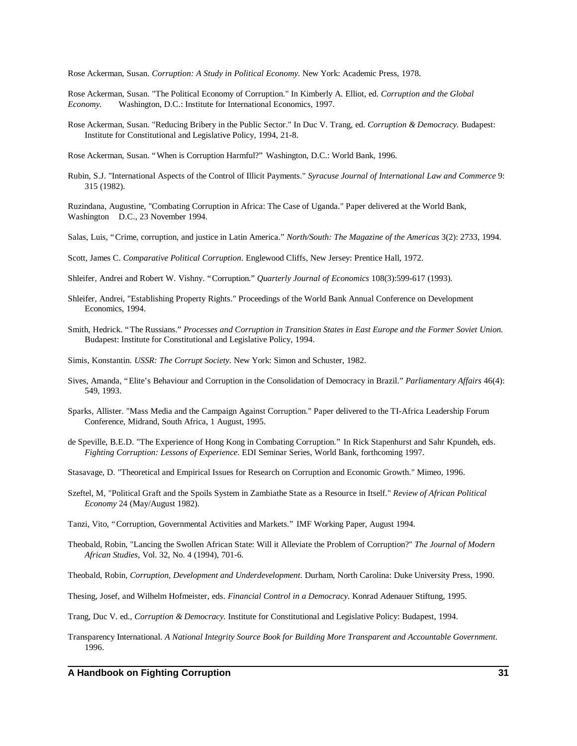Rose Ackerman, Susan. *Corruption: A Study in Political Economy.* New York: Academic Press, 1978.

Rose Ackerman, Susan. "The Political Economy of Corruption." In Kimberly A. Elliot, ed. *Corruption and the Global Economy.* Washington, D.C.: Institute for International Economics, 1997.

Rose Ackerman, Susan. "Reducing Bribery in the Public Sector." In Duc V. Trang, ed. *Corruption & Democracy.* Budapest: Institute for Constitutional and Legislative Policy, 1994, 21-8.

Rose Ackerman, Susan. "When is Corruption Harmful?" Washington, D.C.: World Bank, 1996.

Rubin, S.J. "International Aspects of the Control of Illicit Payments." *Syracuse Journal of International Law and Commerce* 9: 315 (1982).

Ruzindana, Augustine, "Combating Corruption in Africa: The Case of Uganda." Paper delivered at the World Bank, Washington D.C., 23 November 1994.

Salas, Luis, "Crime, corruption, and justice in Latin America." *North/South: The Magazine of the Americas* 3(2): 2733, 1994.

Scott, James C. *Comparative Political Corruption.* Englewood Cliffs, New Jersey: Prentice Hall, 1972.

Shleifer, Andrei and Robert W. Vishny. "Corruption." *Quarterly Journal of Economics* 108(3):599-617 (1993).

Shleifer, Andrei, "Establishing Property Rights." Proceedings of the World Bank Annual Conference on Development Economics, 1994.

Smith, Hedrick. "The Russians." *Processes and Corruption in Transition States in East Europe and the Former Soviet Union.* Budapest: Institute for Constitutional and Legislative Policy, 1994.

Simis, Konstantin. *USSR: The Corrupt Society.* New York: Simon and Schuster, 1982.

Sives, Amanda, "Elite's Behaviour and Corruption in the Consolidation of Democracy in Brazil." *Parliamentary Affairs* 46(4): 549, 1993.

Sparks, Allister. "Mass Media and the Campaign Against Corruption." Paper delivered to the TI-Africa Leadership Forum Conference, Midrand, South Africa, 1 August, 1995.

de Speville, B.E.D. "The Experience of Hong Kong in Combating Corruption." In Rick Stapenhurst and Sahr Kpundeh, eds. *Fighting Corruption: Lessons of Experience.* EDI Seminar Series, World Bank, forthcoming 1997.

Stasavage, D. "Theoretical and Empirical Issues for Research on Corruption and Economic Growth." Mimeo, 1996.

Szeftel, M, "Political Graft and the Spoils System in Zambiathe State as a Resource in Itself." *Review of African Political Economy* 24 (May/August 1982).

Tanzi, Vito, "Corruption, Governmental Activities and Markets." IMF Working Paper, August 1994.

Theobald, Robin, "Lancing the Swollen African State: Will it Alleviate the Problem of Corruption?" *The Journal of Modern African Studies*, Vol. 32, No. 4 (1994), 701-6.

Theobald, Robin, *Corruption, Development and Underdevelopment.* Durham, North Carolina: Duke University Press, 1990.

Thesing, Josef, and Wilhelm Hofmeister, eds. *Financial Control in a Democracy.* Konrad Adenauer Stiftung, 1995.

Trang, Duc V. ed., *Corruption & Democracy.* Institute for Constitutional and Legislative Policy: Budapest, 1994.

Transparency International. *A National Integrity Source Book for Building More Transparent and Accountable Government.* 1996.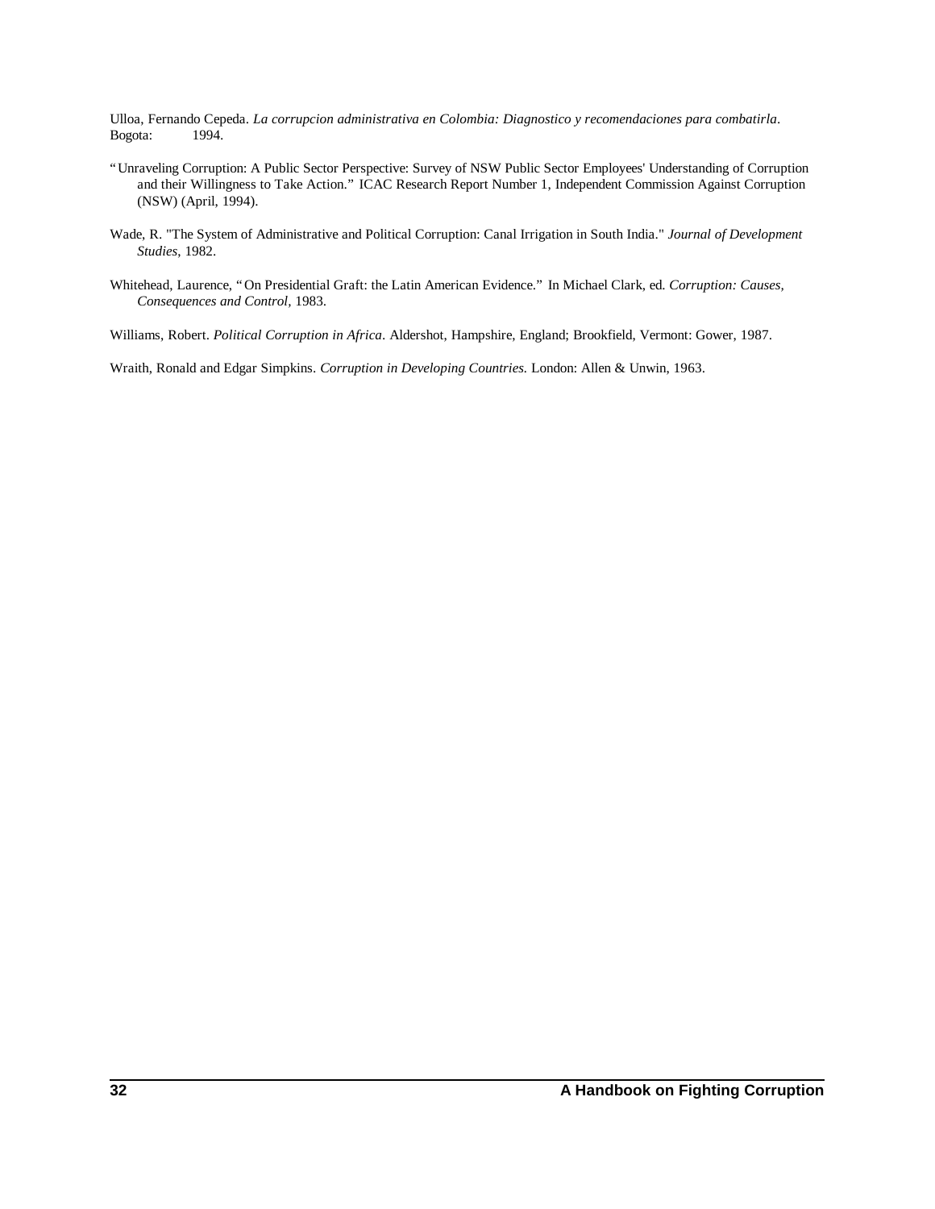Ulloa, Fernando Cepeda. *La corrupcion administrativa en Colombia: Diagnostico y recomendaciones para combatirla*. Bogota: 1994.

"Unraveling Corruption: A Public Sector Perspective: Survey of NSW Public Sector Employees' Understanding of Corruption and their Willingness to Take Action." ICAC Research Report Number 1, Independent Commission Against Corruption (NSW) (April, 1994).

Wade, R. "The System of Administrative and Political Corruption: Canal Irrigation in South India." *Journal of Development Studies*, 1982.

Whitehead, Laurence, "On Presidential Graft: the Latin American Evidence." In Michael Clark, ed. *Corruption: Causes, Consequences and Control*, 1983.

Williams, Robert. *Political Corruption in Africa*. Aldershot, Hampshire, England; Brookfield, Vermont: Gower, 1987.

Wraith, Ronald and Edgar Simpkins. *Corruption in Developing Countries*. London: Allen & Unwin, 1963.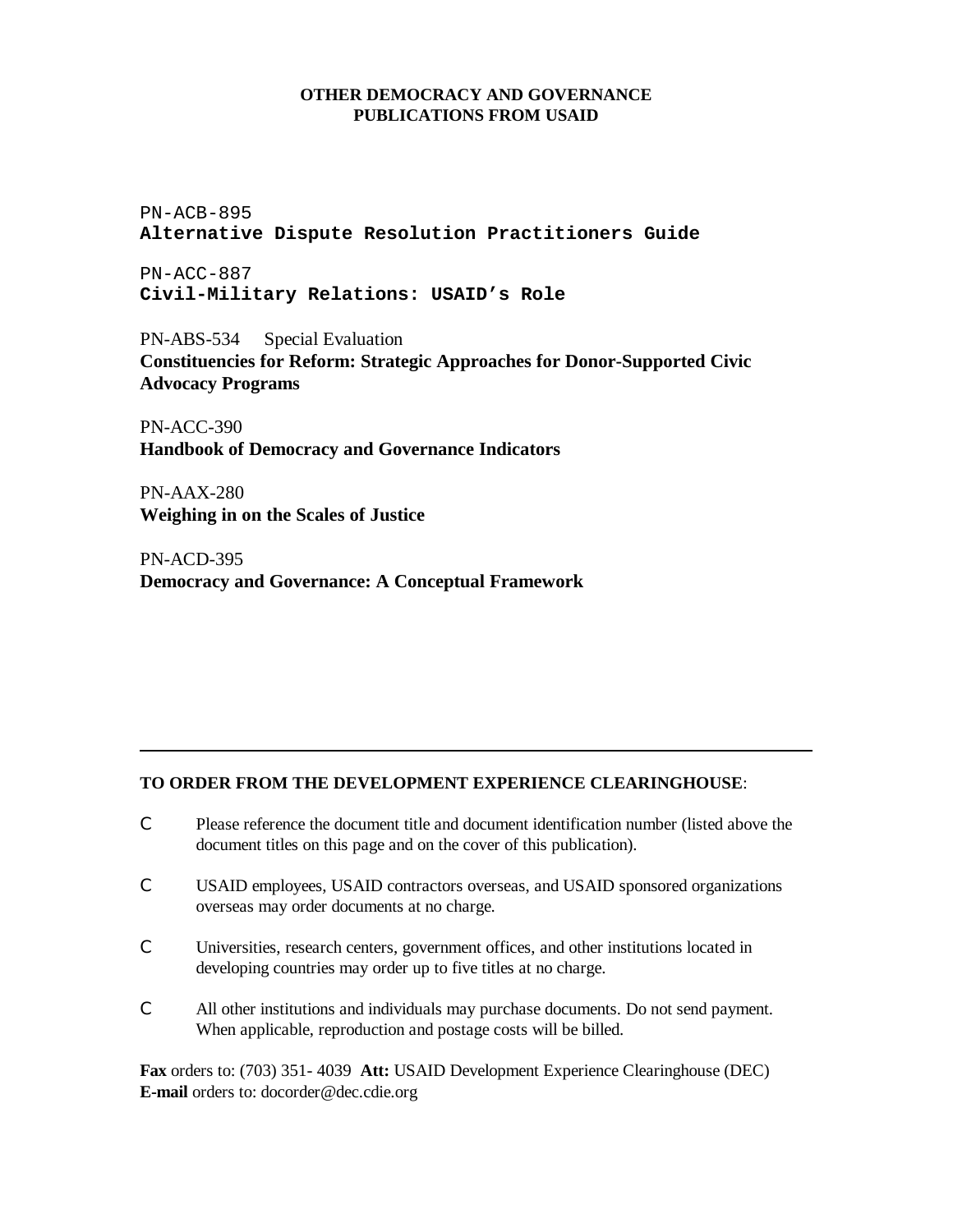**OTHER DEMOCRACY AND GOVERNANCE PUBLICATIONS FROM USAID**

PN-ACB-895
**Alternative Dispute Resolution Practitioners Guide**

PN-ACC-887
**Civil-Military Relations: USAID's Role**

PN-ABS-534 Special Evaluation
**Constituencies for Reform: Strategic Approaches for Donor-Supported Civic Advocacy Programs**

PN-ACC-390
**Handbook of Democracy and Governance Indicators**

PN-AAX-280
**Weighing in on the Scales of Justice**

PN-ACD-395
**Democracy and Governance: A Conceptual Framework**

---

**TO ORDER FROM THE DEVELOPMENT EXPERIENCE CLEARINGHOUSE**:

- Please reference the document title and document identification number (listed above the document titles on this page and on the cover of this publication).
- USAID employees, USAID contractors overseas, and USAID sponsored organizations overseas may order documents at no charge.
- Universities, research centers, government offices, and other institutions located in developing countries may order up to five titles at no charge.
- All other institutions and individuals may purchase documents. Do not send payment. When applicable, reproduction and postage costs will be billed.

**Fax** orders to: (703) 351- 4039 **Att:** USAID Development Experience Clearinghouse (DEC)
**E-mail** orders to: docorder@dec.cdie.org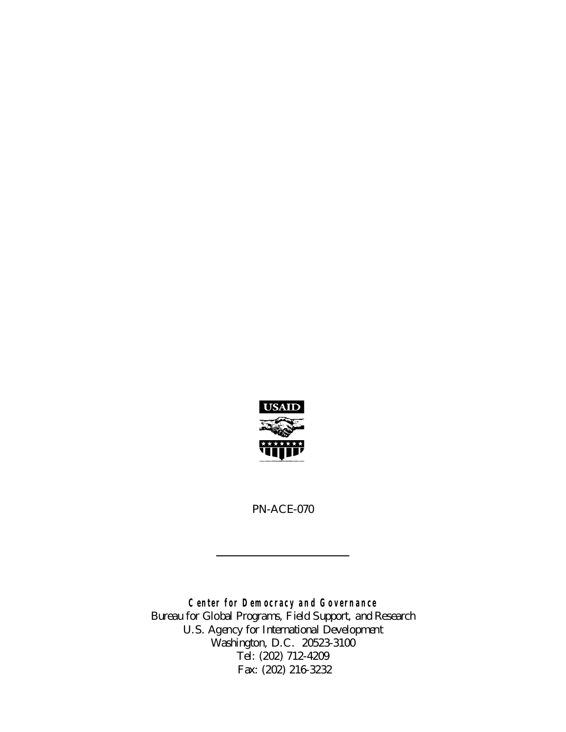USAID

PN-ACE-070

**Center for Democracy and Governance**
Bureau for Global Programs, Field Support, and Research
U.S. Agency for International Development
Washington, D.C. 20523-3100
Tel: (202) 712-4209
Fax: (202) 216-3232